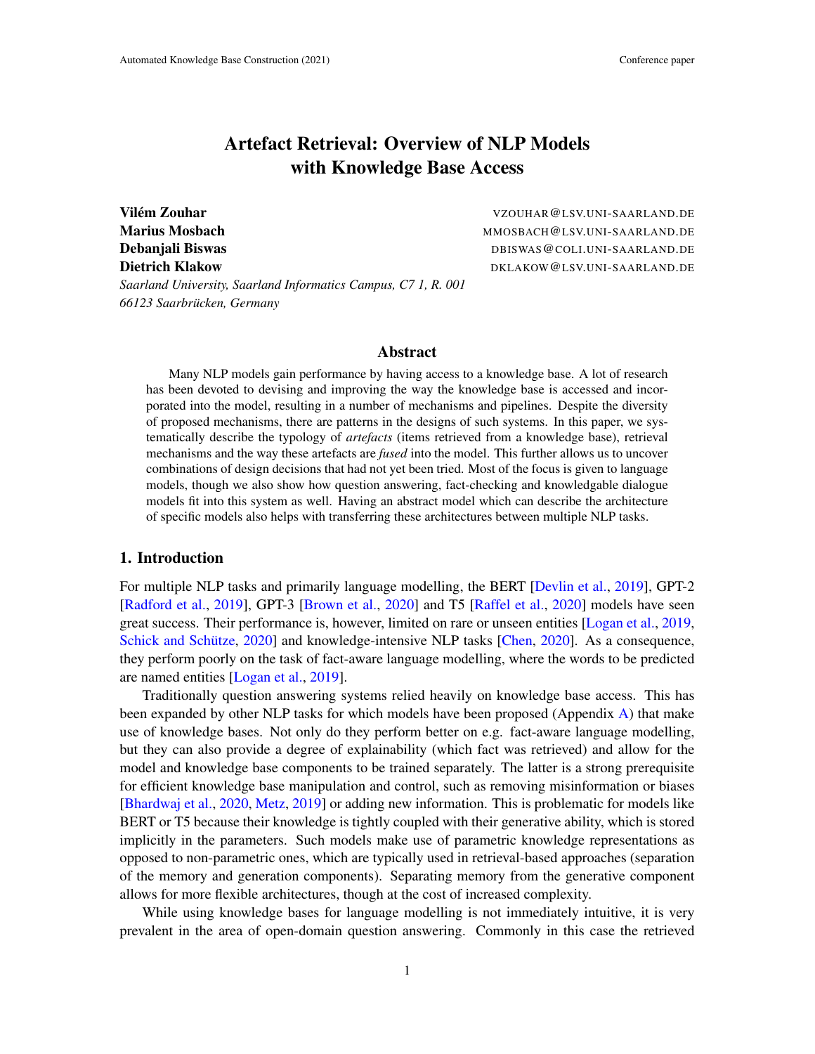# Artefact Retrieval: Overview of NLP Models with Knowledge Base Access

**Vilém Zouhar** VZOUHAR@LSV.UNI-SAARLAND.DE
**Marius Mosbach** MMOSBACH@LSV.UNI-SAARLAND.DE
**Debanjali Biswas** DBISWAS@COLI.UNI-SAARLAND.DE
**Dietrich Klakow** DKLAKOW@LSV.UNI-SAARLAND.DE

*Saarland University, Saarland Informatics Campus, C7 1, R. 001*
*66123 Saarbrücken, Germany*

## Abstract

Many NLP models gain performance by having access to a knowledge base. A lot of research has been devoted to devising and improving the way the knowledge base is accessed and incorporated into the model, resulting in a number of mechanisms and pipelines. Despite the diversity of proposed mechanisms, there are patterns in the designs of such systems. In this paper, we systematically describe the typology of *artefacts* (items retrieved from a knowledge base), retrieval mechanisms and the way these artefacts are *fused* into the model. This further allows us to uncover combinations of design decisions that had not yet been tried. Most of the focus is given to language models, though we also show how question answering, fact-checking and knowledgable dialogue models fit into this system as well. Having an abstract model which can describe the architecture of specific models also helps with transferring these architectures between multiple NLP tasks.

## 1. Introduction

For multiple NLP tasks and primarily language modelling, the BERT [Devlin et al., 2019], GPT-2 [Radford et al., 2019], GPT-3 [Brown et al., 2020] and T5 [Raffel et al., 2020] models have seen great success. Their performance is, however, limited on rare or unseen entities [Logan et al., 2019, Schick and Schütze, 2020] and knowledge-intensive NLP tasks [Chen, 2020]. As a consequence, they perform poorly on the task of fact-aware language modelling, where the words to be predicted are named entities [Logan et al., 2019].

Traditionally question answering systems relied heavily on knowledge base access. This has been expanded by other NLP tasks for which models have been proposed (Appendix A) that make use of knowledge bases. Not only do they perform better on e.g. fact-aware language modelling, but they can also provide a degree of explainability (which fact was retrieved) and allow for the model and knowledge base components to be trained separately. The latter is a strong prerequisite for efficient knowledge base manipulation and control, such as removing misinformation or biases [Bhardwaj et al., 2020, Metz, 2019] or adding new information. This is problematic for models like BERT or T5 because their knowledge is tightly coupled with their generative ability, which is stored implicitly in the parameters. Such models make use of parametric knowledge representations as opposed to non-parametric ones, which are typically used in retrieval-based approaches (separation of the memory and generation components). Separating memory from the generative component allows for more flexible architectures, though at the cost of increased complexity.

While using knowledge bases for language modelling is not immediately intuitive, it is very prevalent in the area of open-domain question answering. Commonly in this case the retrieved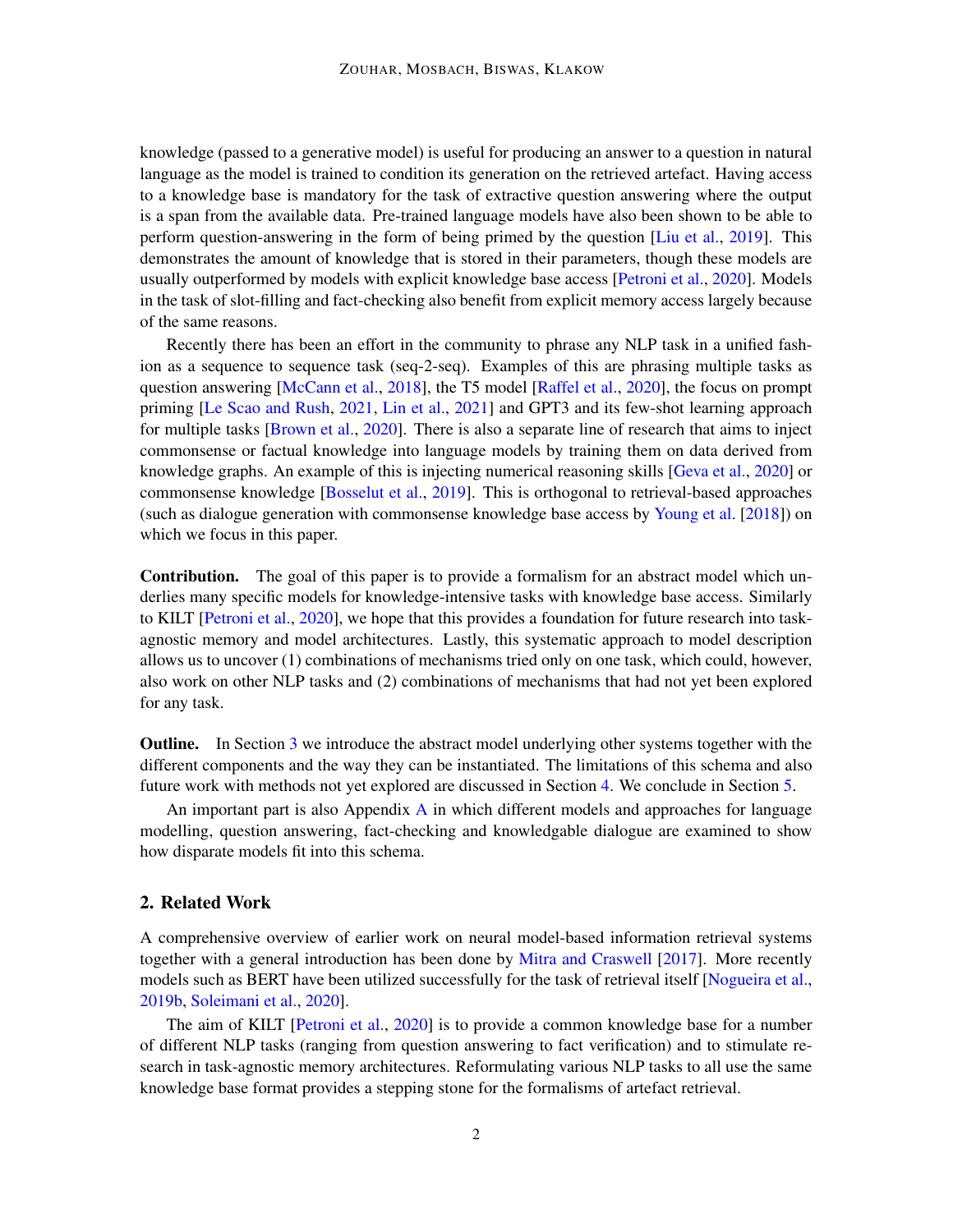knowledge (passed to a generative model) is useful for producing an answer to a question in natural language as the model is trained to condition its generation on the retrieved artefact. Having access to a knowledge base is mandatory for the task of extractive question answering where the output is a span from the available data. Pre-trained language models have also been shown to be able to perform question-answering in the form of being primed by the question [Liu et al., 2019]. This demonstrates the amount of knowledge that is stored in their parameters, though these models are usually outperformed by models with explicit knowledge base access [Petroni et al., 2020]. Models in the task of slot-filling and fact-checking also benefit from explicit memory access largely because of the same reasons.

Recently there has been an effort in the community to phrase any NLP task in a unified fashion as a sequence to sequence task (seq-2-seq). Examples of this are phrasing multiple tasks as question answering [McCann et al., 2018], the T5 model [Raffel et al., 2020], the focus on prompt priming [Le Scao and Rush, 2021, Lin et al., 2021] and GPT3 and its few-shot learning approach for multiple tasks [Brown et al., 2020]. There is also a separate line of research that aims to inject commonsense or factual knowledge into language models by training them on data derived from knowledge graphs. An example of this is injecting numerical reasoning skills [Geva et al., 2020] or commonsense knowledge [Bosselut et al., 2019]. This is orthogonal to retrieval-based approaches (such as dialogue generation with commonsense knowledge base access by Young et al. [2018]) on which we focus in this paper.

**Contribution.** The goal of this paper is to provide a formalism for an abstract model which underlies many specific models for knowledge-intensive tasks with knowledge base access. Similarly to KILT [Petroni et al., 2020], we hope that this provides a foundation for future research into task-agnostic memory and model architectures. Lastly, this systematic approach to model description allows us to uncover (1) combinations of mechanisms tried only on one task, which could, however, also work on other NLP tasks and (2) combinations of mechanisms that had not yet been explored for any task.

**Outline.** In Section 3 we introduce the abstract model underlying other systems together with the different components and the way they can be instantiated. The limitations of this schema and also future work with methods not yet explored are discussed in Section 4. We conclude in Section 5.

An important part is also Appendix A in which different models and approaches for language modelling, question answering, fact-checking and knowledgable dialogue are examined to show how disparate models fit into this schema.

## 2. Related Work

A comprehensive overview of earlier work on neural model-based information retrieval systems together with a general introduction has been done by Mitra and Craswell [2017]. More recently models such as BERT have been utilized successfully for the task of retrieval itself [Nogueira et al., 2019b, Soleimani et al., 2020].

The aim of KILT [Petroni et al., 2020] is to provide a common knowledge base for a number of different NLP tasks (ranging from question answering to fact verification) and to stimulate research in task-agnostic memory architectures. Reformulating various NLP tasks to all use the same knowledge base format provides a stepping stone for the formalisms of artefact retrieval.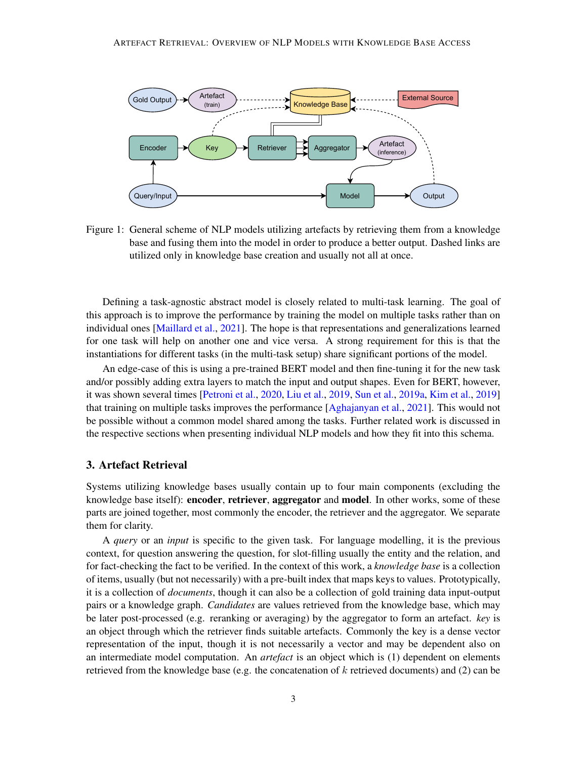Figure 1: General scheme of NLP models utilizing artefacts by retrieving them from a knowledge base and fusing them into the model in order to produce a better output. Dashed links are utilized only in knowledge base creation and usually not all at once.

Defining a task-agnostic abstract model is closely related to multi-task learning. The goal of this approach is to improve the performance by training the model on multiple tasks rather than on individual ones [Maillard et al., 2021]. The hope is that representations and generalizations learned for one task will help on another one and vice versa. A strong requirement for this is that the instantiations for different tasks (in the multi-task setup) share significant portions of the model.

An edge-case of this is using a pre-trained BERT model and then fine-tuning it for the new task and/or possibly adding extra layers to match the input and output shapes. Even for BERT, however, it was shown several times [Petroni et al., 2020, Liu et al., 2019, Sun et al., 2019a, Kim et al., 2019] that training on multiple tasks improves the performance [Aghajanyan et al., 2021]. This would not be possible without a common model shared among the tasks. Further related work is discussed in the respective sections when presenting individual NLP models and how they fit into this schema.

## 3. Artefact Retrieval

Systems utilizing knowledge bases usually contain up to four main components (excluding the knowledge base itself): **encoder**, **retriever**, **aggregator** and **model**. In other works, some of these parts are joined together, most commonly the encoder, the retriever and the aggregator. We separate them for clarity.

A *query* or an *input* is specific to the given task. For language modelling, it is the previous context, for question answering the question, for slot-filling usually the entity and the relation, and for fact-checking the fact to be verified. In the context of this work, a *knowledge base* is a collection of items, usually (but not necessarily) with a pre-built index that maps keys to values. Prototypically, it is a collection of *documents*, though it can also be a collection of gold training data input-output pairs or a knowledge graph. *Candidates* are values retrieved from the knowledge base, which may be later post-processed (e.g. reranking or averaging) by the aggregator to form an artefact. *key* is an object through which the retriever finds suitable artefacts. Commonly the key is a dense vector representation of the input, though it is not necessarily a vector and may be dependent also on an intermediate model computation. An *artefact* is an object which is (1) dependent on elements retrieved from the knowledge base (e.g. the concatenation of $k$ retrieved documents) and (2) can be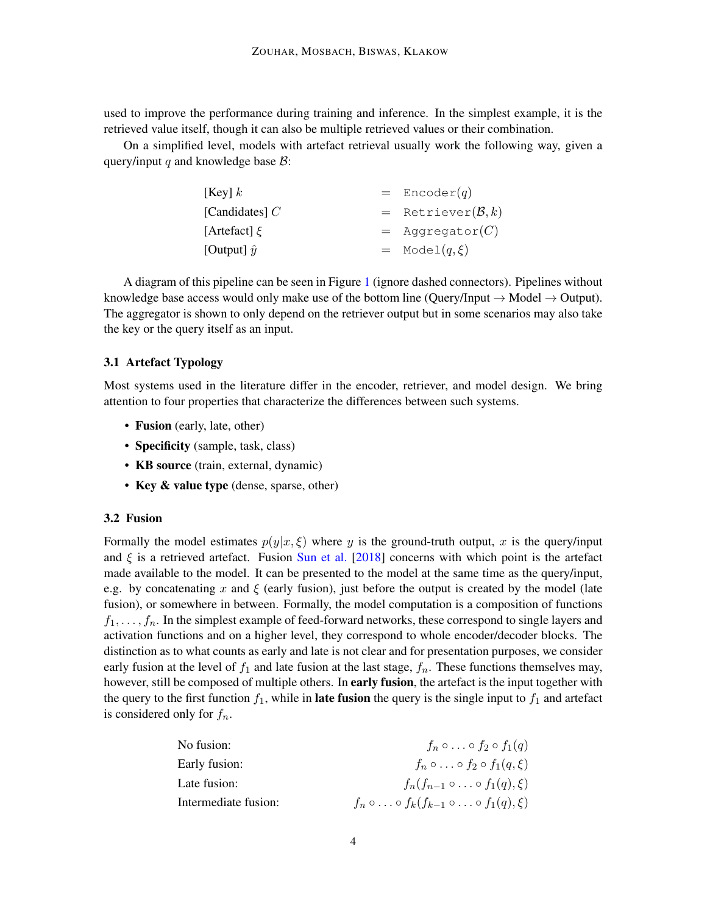used to improve the performance during training and inference. In the simplest example, it is the retrieved value itself, though it can also be multiple retrieved values or their combination.

On a simplified level, models with artefact retrieval usually work the following way, given a query/input $q$ and knowledge base $\mathcal{B}$:

$$
\begin{aligned}
\text{[Key] } k &= \texttt{Encoder}(q) \\
\text{[Candidates] } C &= \texttt{Retriever}(\mathcal{B}, k) \\
\text{[Artefact] } \xi &= \texttt{Aggregator}(C) \\
\text{[Output] } \hat{y} &= \texttt{Model}(q, \xi)
\end{aligned}
$$

A diagram of this pipeline can be seen in Figure 1 (ignore dashed connectors). Pipelines without knowledge base access would only make use of the bottom line (Query/Input → Model → Output). The aggregator is shown to only depend on the retriever output but in some scenarios may also take the key or the query itself as an input.

### 3.1 Artefact Typology

Most systems used in the literature differ in the encoder, retriever, and model design. We bring attention to four properties that characterize the differences between such systems.

- **Fusion** (early, late, other)
- **Specificity** (sample, task, class)
- **KB source** (train, external, dynamic)
- **Key & value type** (dense, sparse, other)

### 3.2 Fusion

Formally the model estimates $p(y|x, \xi)$ where $y$ is the ground-truth output, $x$ is the query/input and $\xi$ is a retrieved artefact. Fusion Sun et al. [2018] concerns with which point is the artefact made available to the model. It can be presented to the model at the same time as the query/input, e.g. by concatenating $x$ and $\xi$ (early fusion), just before the output is created by the model (late fusion), or somewhere in between. Formally, the model computation is a composition of functions $f_1, \ldots, f_n$. In the simplest example of feed-forward networks, these correspond to single layers and activation functions and on a higher level, they correspond to whole encoder/decoder blocks. The distinction as to what counts as early and late is not clear and for presentation purposes, we consider early fusion at the level of $f_1$ and late fusion at the last stage, $f_n$. These functions themselves may, however, still be composed of multiple others. In **early fusion**, the artefact is the input together with the query to the first function $f_1$, while in **late fusion** the query is the single input to $f_1$ and artefact is considered only for $f_n$.

$$
\begin{aligned}
&\text{No fusion:} && f_n \circ \ldots \circ f_2 \circ f_1(q) \\
&\text{Early fusion:} && f_n \circ \ldots \circ f_2 \circ f_1(q, \xi) \\
&\text{Late fusion:} && f_n(f_{n-1} \circ \ldots \circ f_1(q), \xi) \\
&\text{Intermediate fusion:} && f_n \circ \ldots \circ f_k(f_{k-1} \circ \ldots \circ f_1(q), \xi)
\end{aligned}
$$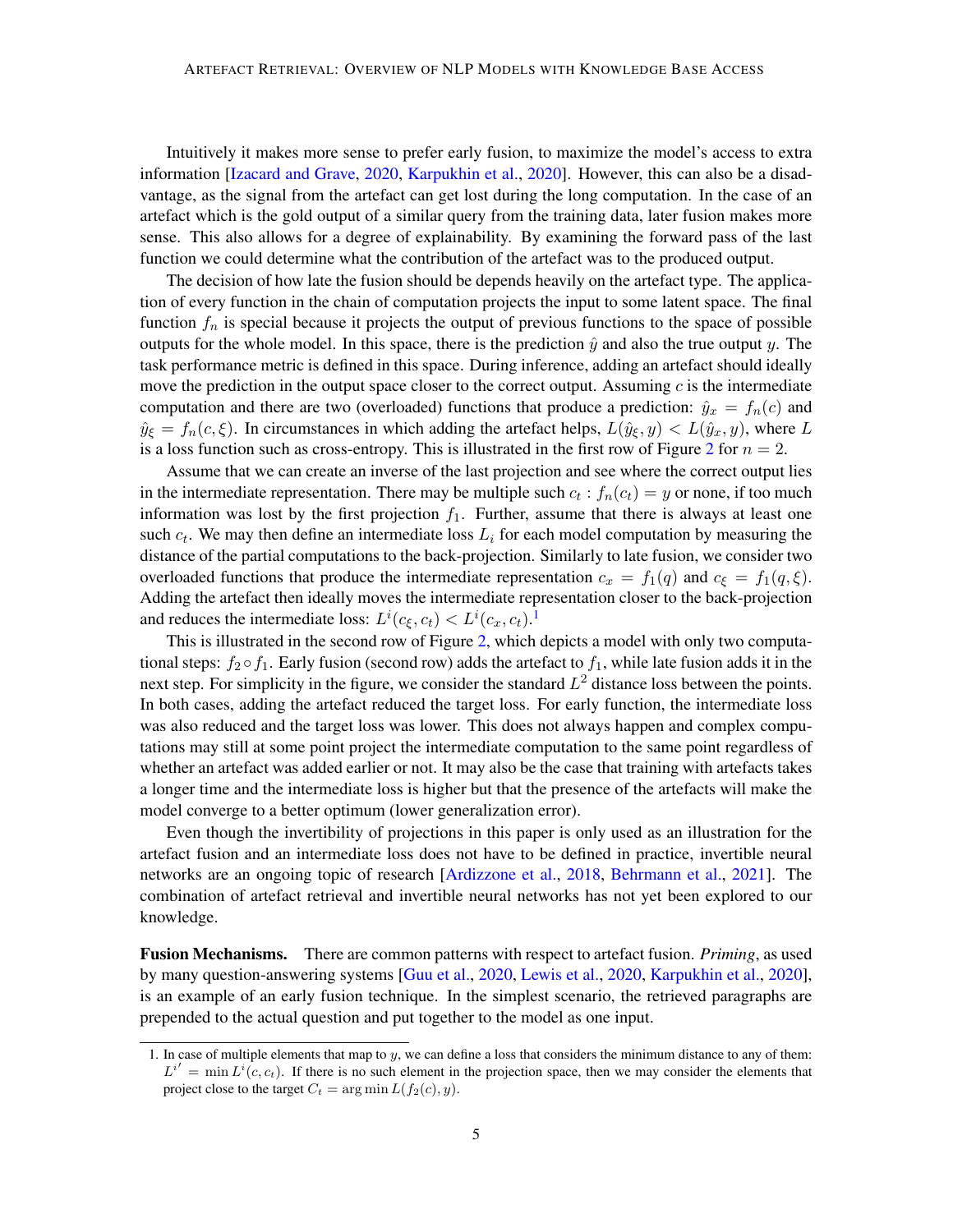Intuitively it makes more sense to prefer early fusion, to maximize the model's access to extra information [Izacard and Grave, 2020, Karpukhin et al., 2020]. However, this can also be a disadvantage, as the signal from the artefact can get lost during the long computation. In the case of an artefact which is the gold output of a similar query from the training data, later fusion makes more sense. This also allows for a degree of explainability. By examining the forward pass of the last function we could determine what the contribution of the artefact was to the produced output.

The decision of how late the fusion should be depends heavily on the artefact type. The application of every function in the chain of computation projects the input to some latent space. The final function $f_n$ is special because it projects the output of previous functions to the space of possible outputs for the whole model. In this space, there is the prediction $\hat{y}$ and also the true output $y$. The task performance metric is defined in this space. During inference, adding an artefact should ideally move the prediction in the output space closer to the correct output. Assuming $c$ is the intermediate computation and there are two (overloaded) functions that produce a prediction: $\hat{y}_x = f_n(c)$ and $\hat{y}_\xi = f_n(c, \xi)$. In circumstances in which adding the artefact helps, $L(\hat{y}_\xi, y) < L(\hat{y}_x, y)$, where $L$ is a loss function such as cross-entropy. This is illustrated in the first row of Figure 2 for $n = 2$.

Assume that we can create an inverse of the last projection and see where the correct output lies in the intermediate representation. There may be multiple such $c_t : f_n(c_t) = y$ or none, if too much information was lost by the first projection $f_1$. Further, assume that there is always at least one such $c_t$. We may then define an intermediate loss $L_i$ for each model computation by measuring the distance of the partial computations to the back-projection. Similarly to late fusion, we consider two overloaded functions that produce the intermediate representation $c_x = f_1(q)$ and $c_\xi = f_1(q, \xi)$. Adding the artefact then ideally moves the intermediate representation closer to the back-projection and reduces the intermediate loss: $L^i(c_\xi, c_t) < L^i(c_x, c_t)$.[1]

This is illustrated in the second row of Figure 2, which depicts a model with only two computational steps: $f_2 \circ f_1$. Early fusion (second row) adds the artefact to $f_1$, while late fusion adds it in the next step. For simplicity in the figure, we consider the standard $L^2$ distance loss between the points. In both cases, adding the artefact reduced the target loss. For early function, the intermediate loss was also reduced and the target loss was lower. This does not always happen and complex computations may still at some point project the intermediate computation to the same point regardless of whether an artefact was added earlier or not. It may also be the case that training with artefacts takes a longer time and the intermediate loss is higher but that the presence of the artefacts will make the model converge to a better optimum (lower generalization error).

Even though the invertibility of projections in this paper is only used as an illustration for the artefact fusion and an intermediate loss does not have to be defined in practice, invertible neural networks are an ongoing topic of research [Ardizzone et al., 2018, Behrmann et al., 2021]. The combination of artefact retrieval and invertible neural networks has not yet been explored to our knowledge.

**Fusion Mechanisms.** There are common patterns with respect to artefact fusion. *Priming*, as used by many question-answering systems [Guu et al., 2020, Lewis et al., 2020, Karpukhin et al., 2020], is an example of an early fusion technique. In the simplest scenario, the retrieved paragraphs are prepended to the actual question and put together to the model as one input.

1. In case of multiple elements that map to $y$, we can define a loss that considers the minimum distance to any of them: $L^{i'} = \min L^i(c, c_t)$. If there is no such element in the projection space, then we may consider the elements that project close to the target $C_t = \arg\min L(f_2(c), y)$.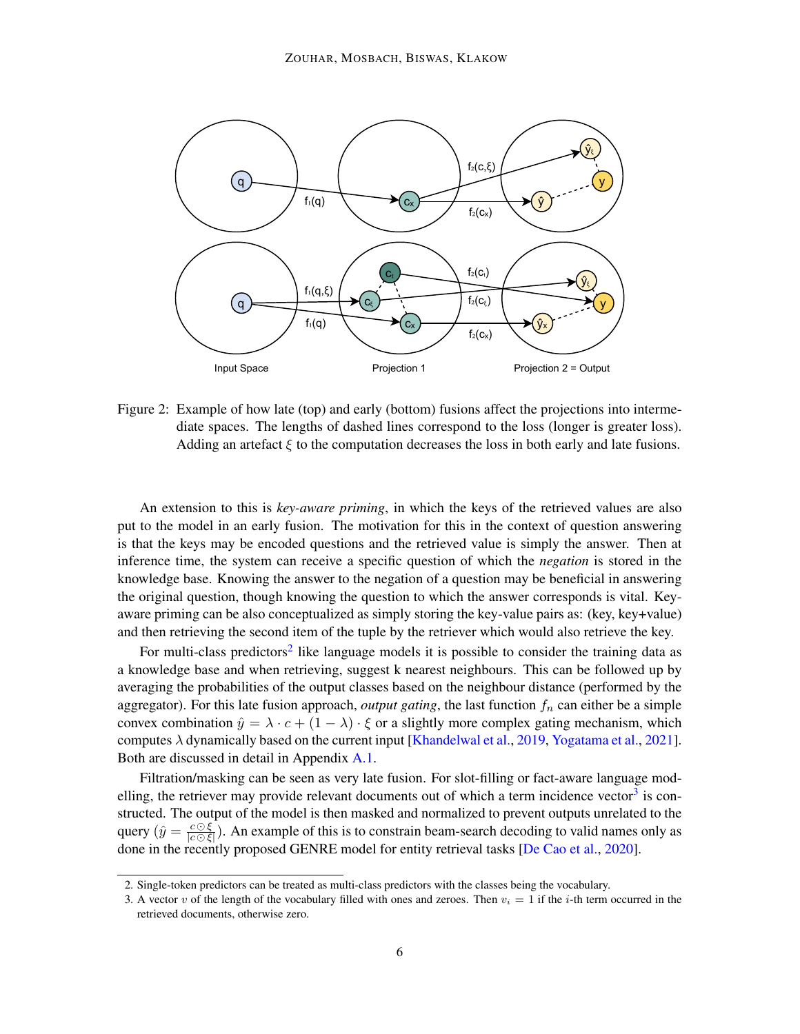Figure 2: Example of how late (top) and early (bottom) fusions affect the projections into intermediate spaces. The lengths of dashed lines correspond to the loss (longer is greater loss). Adding an artefact $\xi$ to the computation decreases the loss in both early and late fusions.

An extension to this is *key-aware priming*, in which the keys of the retrieved values are also put to the model in an early fusion. The motivation for this in the context of question answering is that the keys may be encoded questions and the retrieved value is simply the answer. Then at inference time, the system can receive a specific question of which the *negation* is stored in the knowledge base. Knowing the answer to the negation of a question may be beneficial in answering the original question, though knowing the question to which the answer corresponds is vital. Key-aware priming can be also conceptualized as simply storing the key-value pairs as: (key, key+value) and then retrieving the second item of the tuple by the retriever which would also retrieve the key.

For multi-class predictors[2] like language models it is possible to consider the training data as a knowledge base and when retrieving, suggest k nearest neighbours. This can be followed up by averaging the probabilities of the output classes based on the neighbour distance (performed by the aggregator). For this late fusion approach, *output gating*, the last function $f_n$ can either be a simple convex combination $\hat{y} = \lambda \cdot c + (1 - \lambda) \cdot \xi$ or a slightly more complex gating mechanism, which computes $\lambda$ dynamically based on the current input [Khandelwal et al., 2019, Yogatama et al., 2021]. Both are discussed in detail in Appendix A.1.

Filtration/masking can be seen as very late fusion. For slot-filling or fact-aware language modelling, the retriever may provide relevant documents out of which a term incidence vector[3] is constructed. The output of the model is then masked and normalized to prevent outputs unrelated to the query ($\hat{y} = \frac{c \odot \xi}{|c \odot \xi|}$). An example of this is to constrain beam-search decoding to valid names only as done in the recently proposed GENRE model for entity retrieval tasks [De Cao et al., 2020].

2. Single-token predictors can be treated as multi-class predictors with the classes being the vocabulary.

3. A vector $v$ of the length of the vocabulary filled with ones and zeroes. Then $v_i = 1$ if the $i$-th term occurred in the retrieved documents, otherwise zero.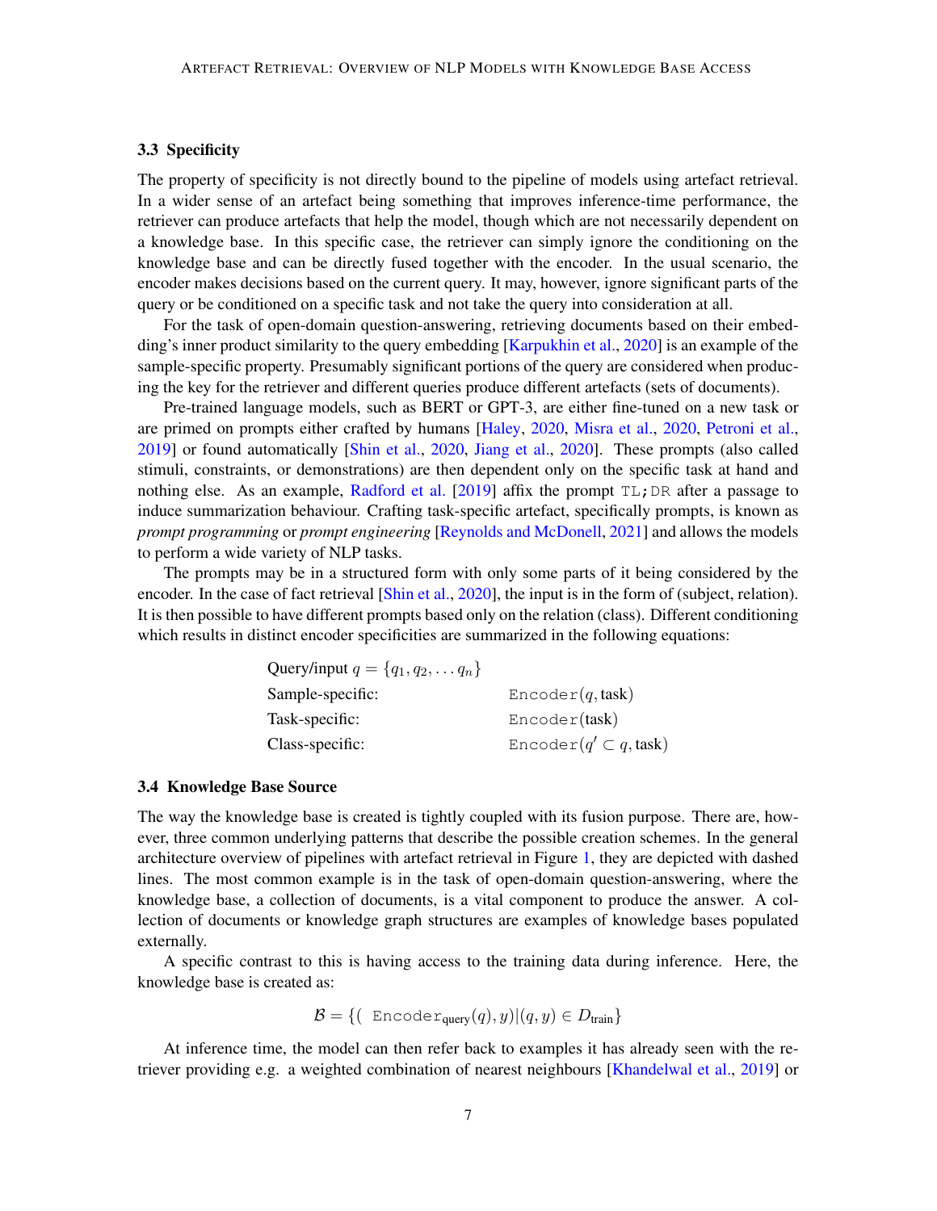### 3.3 Specificity

The property of specificity is not directly bound to the pipeline of models using artefact retrieval. In a wider sense of an artefact being something that improves inference-time performance, the retriever can produce artefacts that help the model, though which are not necessarily dependent on a knowledge base. In this specific case, the retriever can simply ignore the conditioning on the knowledge base and can be directly fused together with the encoder. In the usual scenario, the encoder makes decisions based on the current query. It may, however, ignore significant parts of the query or be conditioned on a specific task and not take the query into consideration at all.

For the task of open-domain question-answering, retrieving documents based on their embedding's inner product similarity to the query embedding [Karpukhin et al., 2020] is an example of the sample-specific property. Presumably significant portions of the query are considered when producing the key for the retriever and different queries produce different artefacts (sets of documents).

Pre-trained language models, such as BERT or GPT-3, are either fine-tuned on a new task or are primed on prompts either crafted by humans [Haley, 2020, Misra et al., 2020, Petroni et al., 2019] or found automatically [Shin et al., 2020, Jiang et al., 2020]. These prompts (also called stimuli, constraints, or demonstrations) are then dependent only on the specific task at hand and nothing else. As an example, Radford et al. [2019] affix the prompt `TL;DR` after a passage to induce summarization behaviour. Crafting task-specific artefact, specifically prompts, is known as *prompt programming* or *prompt engineering* [Reynolds and McDonell, 2021] and allows the models to perform a wide variety of NLP tasks.

The prompts may be in a structured form with only some parts of it being considered by the encoder. In the case of fact retrieval [Shin et al., 2020], the input is in the form of (subject, relation). It is then possible to have different prompts based only on the relation (class). Different conditioning which results in distinct encoder specificities are summarized in the following equations:

$$
\begin{array}{ll}
\text{Query/input } q = \{q_1, q_2, \ldots q_n\} & \\
\text{Sample-specific:} & \texttt{Encoder}(q, \text{task}) \\
\text{Task-specific:} & \texttt{Encoder}(\text{task}) \\
\text{Class-specific:} & \texttt{Encoder}(q' \subset q, \text{task})
\end{array}
$$

### 3.4 Knowledge Base Source

The way the knowledge base is created is tightly coupled with its fusion purpose. There are, however, three common underlying patterns that describe the possible creation schemes. In the general architecture overview of pipelines with artefact retrieval in Figure 1, they are depicted with dashed lines. The most common example is in the task of open-domain question-answering, where the knowledge base, a collection of documents, is a vital component to produce the answer. A collection of documents or knowledge graph structures are examples of knowledge bases populated externally.

A specific contrast to this is having access to the training data during inference. Here, the knowledge base is created as:

$$
\mathcal{B} = \{(\ \texttt{Encoder}_{\text{query}}(q), y) | (q, y) \in D_{\text{train}}\}
$$

At inference time, the model can then refer back to examples it has already seen with the retriever providing e.g. a weighted combination of nearest neighbours [Khandelwal et al., 2019] or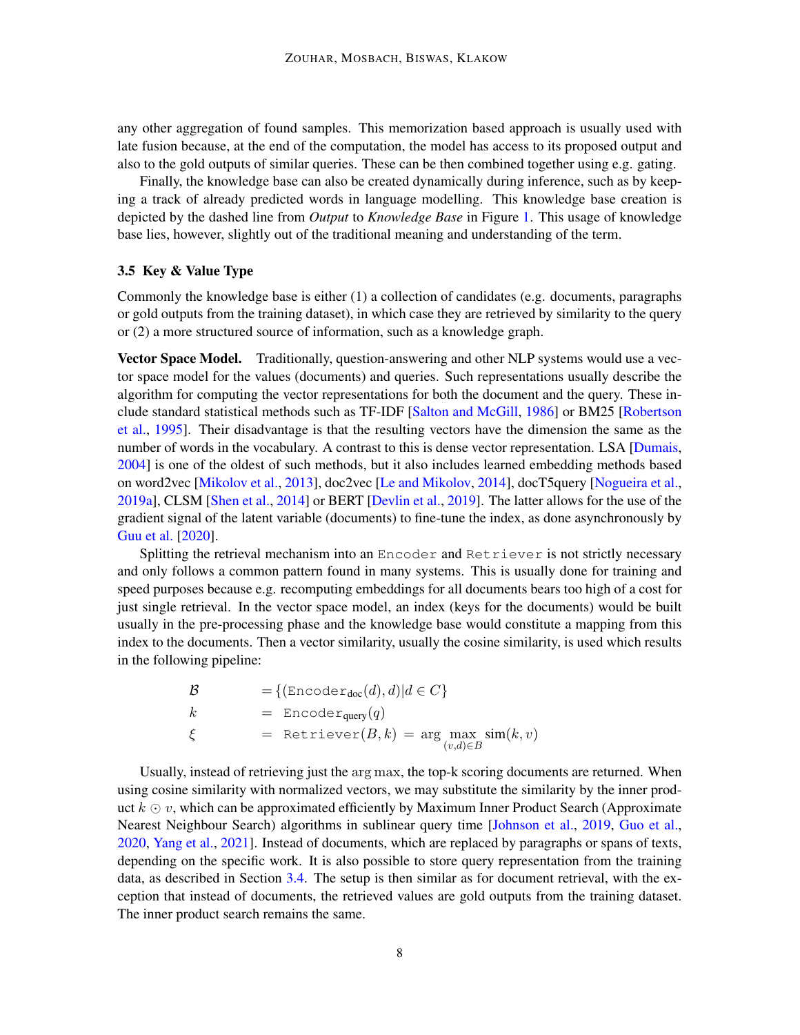any other aggregation of found samples. This memorization based approach is usually used with late fusion because, at the end of the computation, the model has access to its proposed output and also to the gold outputs of similar queries. These can be then combined together using e.g. gating.

Finally, the knowledge base can also be created dynamically during inference, such as by keeping a track of already predicted words in language modelling. This knowledge base creation is depicted by the dashed line from *Output* to *Knowledge Base* in Figure 1. This usage of knowledge base lies, however, slightly out of the traditional meaning and understanding of the term.

### 3.5 Key & Value Type

Commonly the knowledge base is either (1) a collection of candidates (e.g. documents, paragraphs or gold outputs from the training dataset), in which case they are retrieved by similarity to the query or (2) a more structured source of information, such as a knowledge graph.

**Vector Space Model.** Traditionally, question-answering and other NLP systems would use a vector space model for the values (documents) and queries. Such representations usually describe the algorithm for computing the vector representations for both the document and the query. These include standard statistical methods such as TF-IDF [Salton and McGill, 1986] or BM25 [Robertson et al., 1995]. Their disadvantage is that the resulting vectors have the dimension the same as the number of words in the vocabulary. A contrast to this is dense vector representation. LSA [Dumais, 2004] is one of the oldest of such methods, but it also includes learned embedding methods based on word2vec [Mikolov et al., 2013], doc2vec [Le and Mikolov, 2014], docT5query [Nogueira et al., 2019a], CLSM [Shen et al., 2014] or BERT [Devlin et al., 2019]. The latter allows for the use of the gradient signal of the latent variable (documents) to fine-tune the index, as done asynchronously by Guu et al. [2020].

Splitting the retrieval mechanism into an `Encoder` and `Retriever` is not strictly necessary and only follows a common pattern found in many systems. This is usually done for training and speed purposes because e.g. recomputing embeddings for all documents bears too high of a cost for just single retrieval. In the vector space model, an index (keys for the documents) would be built usually in the pre-processing phase and the knowledge base would constitute a mapping from this index to the documents. Then a vector similarity, usually the cosine similarity, is used which results in the following pipeline:

$$
\begin{aligned}
\mathcal{B} &= \{(\mathtt{Encoder}_{\text{doc}}(d), d) | d \in C\} \\
k &= \mathtt{Encoder}_{\text{query}}(q) \\
\xi &= \mathtt{Retriever}(B, k) = \arg \max_{(v,d) \in B} \text{sim}(k, v)
\end{aligned}
$$

Usually, instead of retrieving just the $\arg\max$, the top-k scoring documents are returned. When using cosine similarity with normalized vectors, we may substitute the similarity by the inner product $k \odot v$, which can be approximated efficiently by Maximum Inner Product Search (Approximate Nearest Neighbour Search) algorithms in sublinear query time [Johnson et al., 2019, Guo et al., 2020, Yang et al., 2021]. Instead of documents, which are replaced by paragraphs or spans of texts, depending on the specific work. It is also possible to store query representation from the training data, as described in Section 3.4. The setup is then similar as for document retrieval, with the exception that instead of documents, the retrieved values are gold outputs from the training dataset. The inner product search remains the same.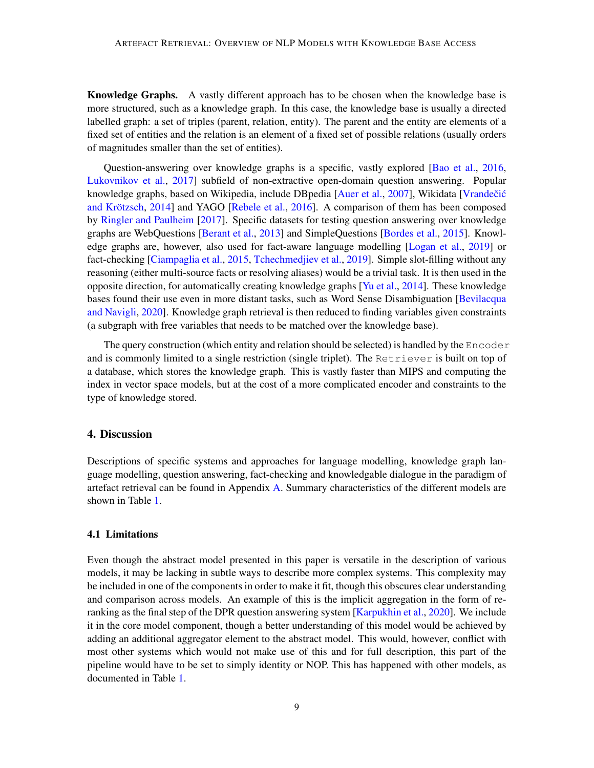**Knowledge Graphs.** A vastly different approach has to be chosen when the knowledge base is more structured, such as a knowledge graph. In this case, the knowledge base is usually a directed labelled graph: a set of triples (parent, relation, entity). The parent and the entity are elements of a fixed set of entities and the relation is an element of a fixed set of possible relations (usually orders of magnitudes smaller than the set of entities).

Question-answering over knowledge graphs is a specific, vastly explored [Bao et al., 2016, Lukovnikov et al., 2017] subfield of non-extractive open-domain question answering. Popular knowledge graphs, based on Wikipedia, include DBpedia [Auer et al., 2007], Wikidata [Vrandečić and Krötzsch, 2014] and YAGO [Rebele et al., 2016]. A comparison of them has been composed by Ringler and Paulheim [2017]. Specific datasets for testing question answering over knowledge graphs are WebQuestions [Berant et al., 2013] and SimpleQuestions [Bordes et al., 2015]. Knowledge graphs are, however, also used for fact-aware language modelling [Logan et al., 2019] or fact-checking [Ciampaglia et al., 2015, Tchechmedjiev et al., 2019]. Simple slot-filling without any reasoning (either multi-source facts or resolving aliases) would be a trivial task. It is then used in the opposite direction, for automatically creating knowledge graphs [Yu et al., 2014]. These knowledge bases found their use even in more distant tasks, such as Word Sense Disambiguation [Bevilacqua and Navigli, 2020]. Knowledge graph retrieval is then reduced to finding variables given constraints (a subgraph with free variables that needs to be matched over the knowledge base).

The query construction (which entity and relation should be selected) is handled by the `Encoder` and is commonly limited to a single restriction (single triplet). The `Retriever` is built on top of a database, which stores the knowledge graph. This is vastly faster than MIPS and computing the index in vector space models, but at the cost of a more complicated encoder and constraints to the type of knowledge stored.

## 4. Discussion

Descriptions of specific systems and approaches for language modelling, knowledge graph language modelling, question answering, fact-checking and knowledgable dialogue in the paradigm of artefact retrieval can be found in Appendix A. Summary characteristics of the different models are shown in Table 1.

### 4.1 Limitations

Even though the abstract model presented in this paper is versatile in the description of various models, it may be lacking in subtle ways to describe more complex systems. This complexity may be included in one of the components in order to make it fit, though this obscures clear understanding and comparison across models. An example of this is the implicit aggregation in the form of re-ranking as the final step of the DPR question answering system [Karpukhin et al., 2020]. We include it in the core model component, though a better understanding of this model would be achieved by adding an additional aggregator element to the abstract model. This would, however, conflict with most other systems which would not make use of this and for full description, this part of the pipeline would have to be set to simply identity or NOP. This has happened with other models, as documented in Table 1.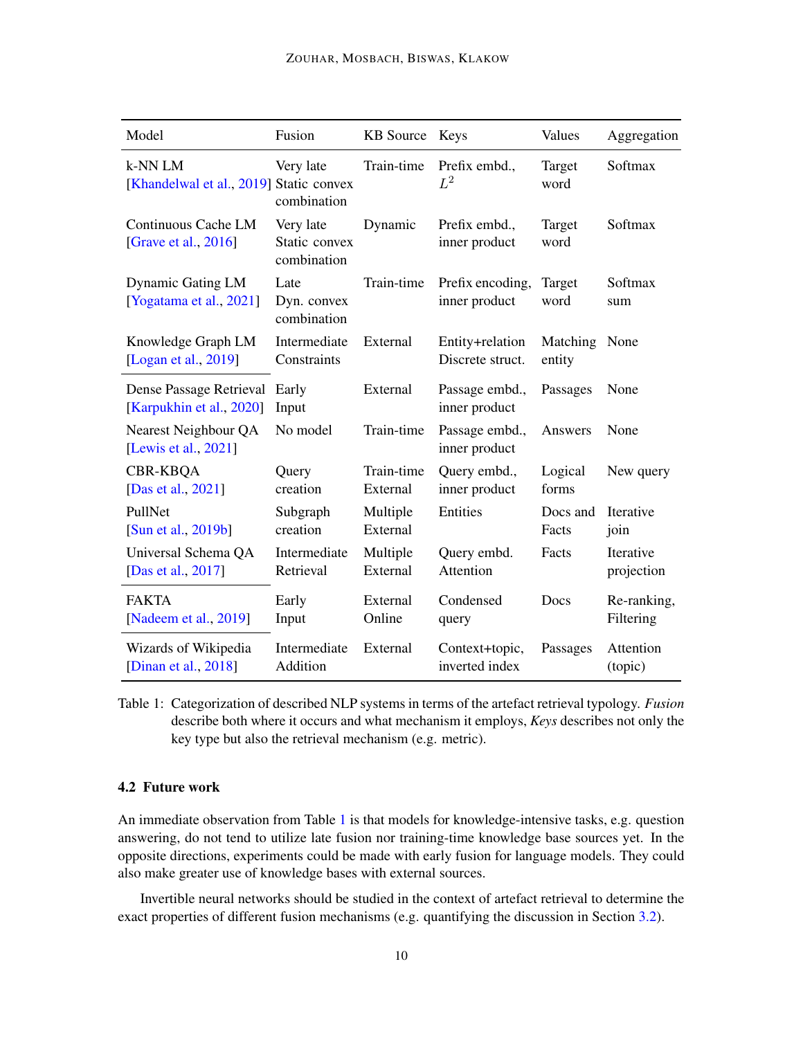| Model | Fusion | KB Source | Keys | Values | Aggregation |
|---|---|---|---|---|---|
| k-NN LM [Khandelwal et al., 2019] | Very late Static convex combination | Train-time | Prefix embd., $L^2$ | Target word | Softmax |
| Continuous Cache LM [Grave et al., 2016] | Very late Static convex combination | Dynamic | Prefix embd., inner product | Target word | Softmax |
| Dynamic Gating LM [Yogatama et al., 2021] | Late Dyn. convex combination | Train-time | Prefix encoding, inner product | Target word | Softmax sum |
| Knowledge Graph LM [Logan et al., 2019] | Intermediate Constraints | External | Entity+relation Discrete struct. | Matching entity | None |
| Dense Passage Retrieval [Karpukhin et al., 2020] | Early Input | External | Passage embd., inner product | Passages | None |
| Nearest Neighbour QA [Lewis et al., 2021] | No model | Train-time | Passage embd., inner product | Answers | None |
| CBR-KBQA [Das et al., 2021] | Query creation | Train-time External | Query embd., inner product | Logical forms | New query |
| PullNet [Sun et al., 2019b] | Subgraph creation | Multiple External | Entities | Docs and Facts | Iterative join |
| Universal Schema QA [Das et al., 2017] | Intermediate Retrieval | Multiple External | Query embd. Attention | Facts | Iterative projection |
| FAKTA [Nadeem et al., 2019] | Early Input | External Online | Condensed query | Docs | Re-ranking, Filtering |
| Wizards of Wikipedia [Dinan et al., 2018] | Intermediate Addition | External | Context+topic, inverted index | Passages | Attention (topic) |

Table 1: Categorization of described NLP systems in terms of the artefact retrieval typology. *Fusion* describe both where it occurs and what mechanism it employs, *Keys* describes not only the key type but also the retrieval mechanism (e.g. metric).

### 4.2 Future work

An immediate observation from Table 1 is that models for knowledge-intensive tasks, e.g. question answering, do not tend to utilize late fusion nor training-time knowledge base sources yet. In the opposite directions, experiments could be made with early fusion for language models. They could also make greater use of knowledge bases with external sources.

Invertible neural networks should be studied in the context of artefact retrieval to determine the exact properties of different fusion mechanisms (e.g. quantifying the discussion in Section 3.2).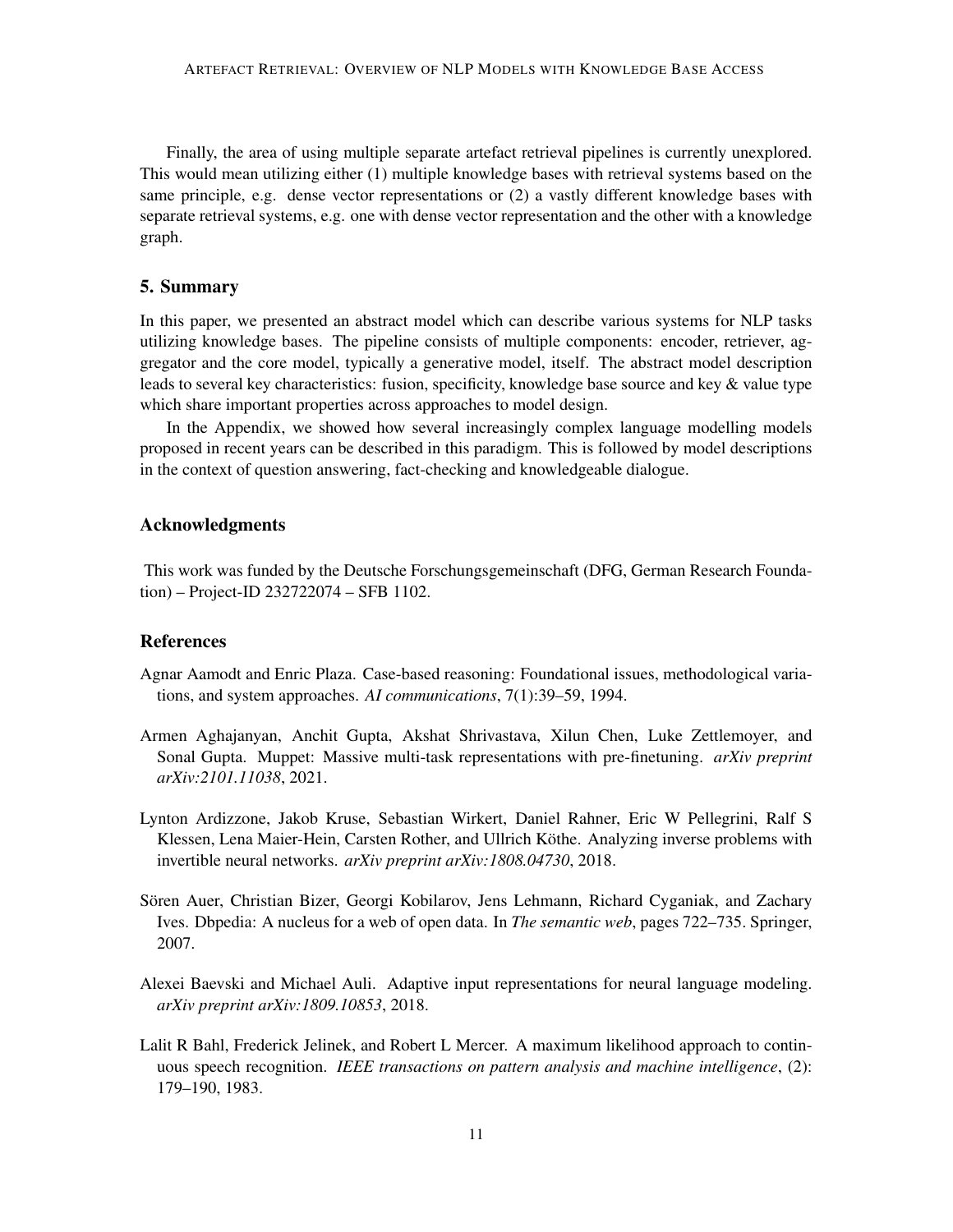Finally, the area of using multiple separate artefact retrieval pipelines is currently unexplored. This would mean utilizing either (1) multiple knowledge bases with retrieval systems based on the same principle, e.g. dense vector representations or (2) a vastly different knowledge bases with separate retrieval systems, e.g. one with dense vector representation and the other with a knowledge graph.

## 5. Summary

In this paper, we presented an abstract model which can describe various systems for NLP tasks utilizing knowledge bases. The pipeline consists of multiple components: encoder, retriever, aggregator and the core model, typically a generative model, itself. The abstract model description leads to several key characteristics: fusion, specificity, knowledge base source and key & value type which share important properties across approaches to model design.

In the Appendix, we showed how several increasingly complex language modelling models proposed in recent years can be described in this paradigm. This is followed by model descriptions in the context of question answering, fact-checking and knowledgeable dialogue.

## Acknowledgments

This work was funded by the Deutsche Forschungsgemeinschaft (DFG, German Research Foundation) – Project-ID 232722074 – SFB 1102.

## References

Agnar Aamodt and Enric Plaza. Case-based reasoning: Foundational issues, methodological variations, and system approaches. *AI communications*, 7(1):39–59, 1994.

Armen Aghajanyan, Anchit Gupta, Akshat Shrivastava, Xilun Chen, Luke Zettlemoyer, and Sonal Gupta. Muppet: Massive multi-task representations with pre-finetuning. *arXiv preprint arXiv:2101.11038*, 2021.

Lynton Ardizzone, Jakob Kruse, Sebastian Wirkert, Daniel Rahner, Eric W Pellegrini, Ralf S Klessen, Lena Maier-Hein, Carsten Rother, and Ullrich Köthe. Analyzing inverse problems with invertible neural networks. *arXiv preprint arXiv:1808.04730*, 2018.

Sören Auer, Christian Bizer, Georgi Kobilarov, Jens Lehmann, Richard Cyganiak, and Zachary Ives. Dbpedia: A nucleus for a web of open data. In *The semantic web*, pages 722–735. Springer, 2007.

Alexei Baevski and Michael Auli. Adaptive input representations for neural language modeling. *arXiv preprint arXiv:1809.10853*, 2018.

Lalit R Bahl, Frederick Jelinek, and Robert L Mercer. A maximum likelihood approach to continuous speech recognition. *IEEE transactions on pattern analysis and machine intelligence*, (2): 179–190, 1983.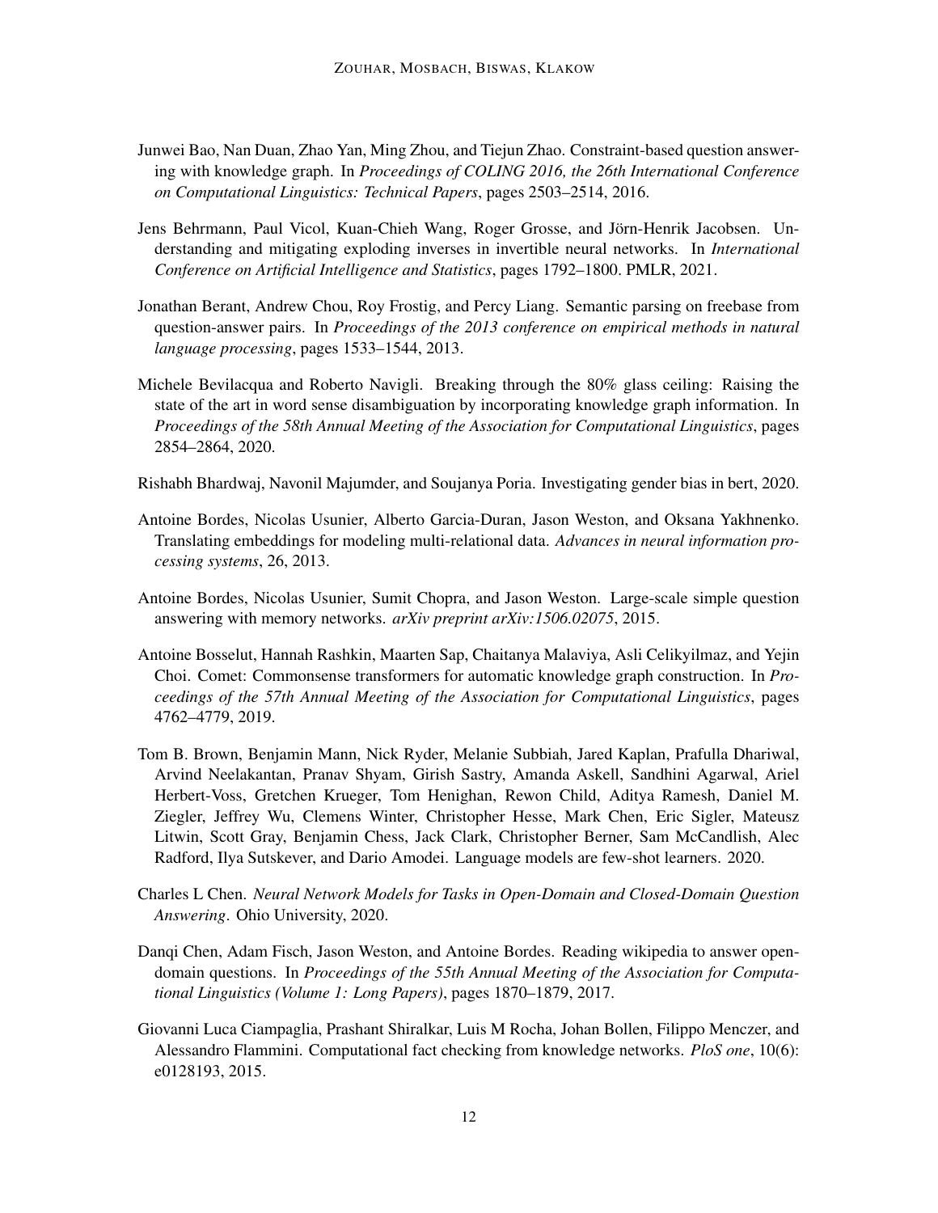Junwei Bao, Nan Duan, Zhao Yan, Ming Zhou, and Tiejun Zhao. Constraint-based question answering with knowledge graph. In *Proceedings of COLING 2016, the 26th International Conference on Computational Linguistics: Technical Papers*, pages 2503–2514, 2016.

Jens Behrmann, Paul Vicol, Kuan-Chieh Wang, Roger Grosse, and Jörn-Henrik Jacobsen. Understanding and mitigating exploding inverses in invertible neural networks. In *International Conference on Artificial Intelligence and Statistics*, pages 1792–1800. PMLR, 2021.

Jonathan Berant, Andrew Chou, Roy Frostig, and Percy Liang. Semantic parsing on freebase from question-answer pairs. In *Proceedings of the 2013 conference on empirical methods in natural language processing*, pages 1533–1544, 2013.

Michele Bevilacqua and Roberto Navigli. Breaking through the 80% glass ceiling: Raising the state of the art in word sense disambiguation by incorporating knowledge graph information. In *Proceedings of the 58th Annual Meeting of the Association for Computational Linguistics*, pages 2854–2864, 2020.

Rishabh Bhardwaj, Navonil Majumder, and Soujanya Poria. Investigating gender bias in bert, 2020.

Antoine Bordes, Nicolas Usunier, Alberto Garcia-Duran, Jason Weston, and Oksana Yakhnenko. Translating embeddings for modeling multi-relational data. *Advances in neural information processing systems*, 26, 2013.

Antoine Bordes, Nicolas Usunier, Sumit Chopra, and Jason Weston. Large-scale simple question answering with memory networks. *arXiv preprint arXiv:1506.02075*, 2015.

Antoine Bosselut, Hannah Rashkin, Maarten Sap, Chaitanya Malaviya, Asli Celikyilmaz, and Yejin Choi. Comet: Commonsense transformers for automatic knowledge graph construction. In *Proceedings of the 57th Annual Meeting of the Association for Computational Linguistics*, pages 4762–4779, 2019.

Tom B. Brown, Benjamin Mann, Nick Ryder, Melanie Subbiah, Jared Kaplan, Prafulla Dhariwal, Arvind Neelakantan, Pranav Shyam, Girish Sastry, Amanda Askell, Sandhini Agarwal, Ariel Herbert-Voss, Gretchen Krueger, Tom Henighan, Rewon Child, Aditya Ramesh, Daniel M. Ziegler, Jeffrey Wu, Clemens Winter, Christopher Hesse, Mark Chen, Eric Sigler, Mateusz Litwin, Scott Gray, Benjamin Chess, Jack Clark, Christopher Berner, Sam McCandlish, Alec Radford, Ilya Sutskever, and Dario Amodei. Language models are few-shot learners. 2020.

Charles L Chen. *Neural Network Models for Tasks in Open-Domain and Closed-Domain Question Answering*. Ohio University, 2020.

Danqi Chen, Adam Fisch, Jason Weston, and Antoine Bordes. Reading wikipedia to answer open-domain questions. In *Proceedings of the 55th Annual Meeting of the Association for Computational Linguistics (Volume 1: Long Papers)*, pages 1870–1879, 2017.

Giovanni Luca Ciampaglia, Prashant Shiralkar, Luis M Rocha, Johan Bollen, Filippo Menczer, and Alessandro Flammini. Computational fact checking from knowledge networks. *PloS one*, 10(6): e0128193, 2015.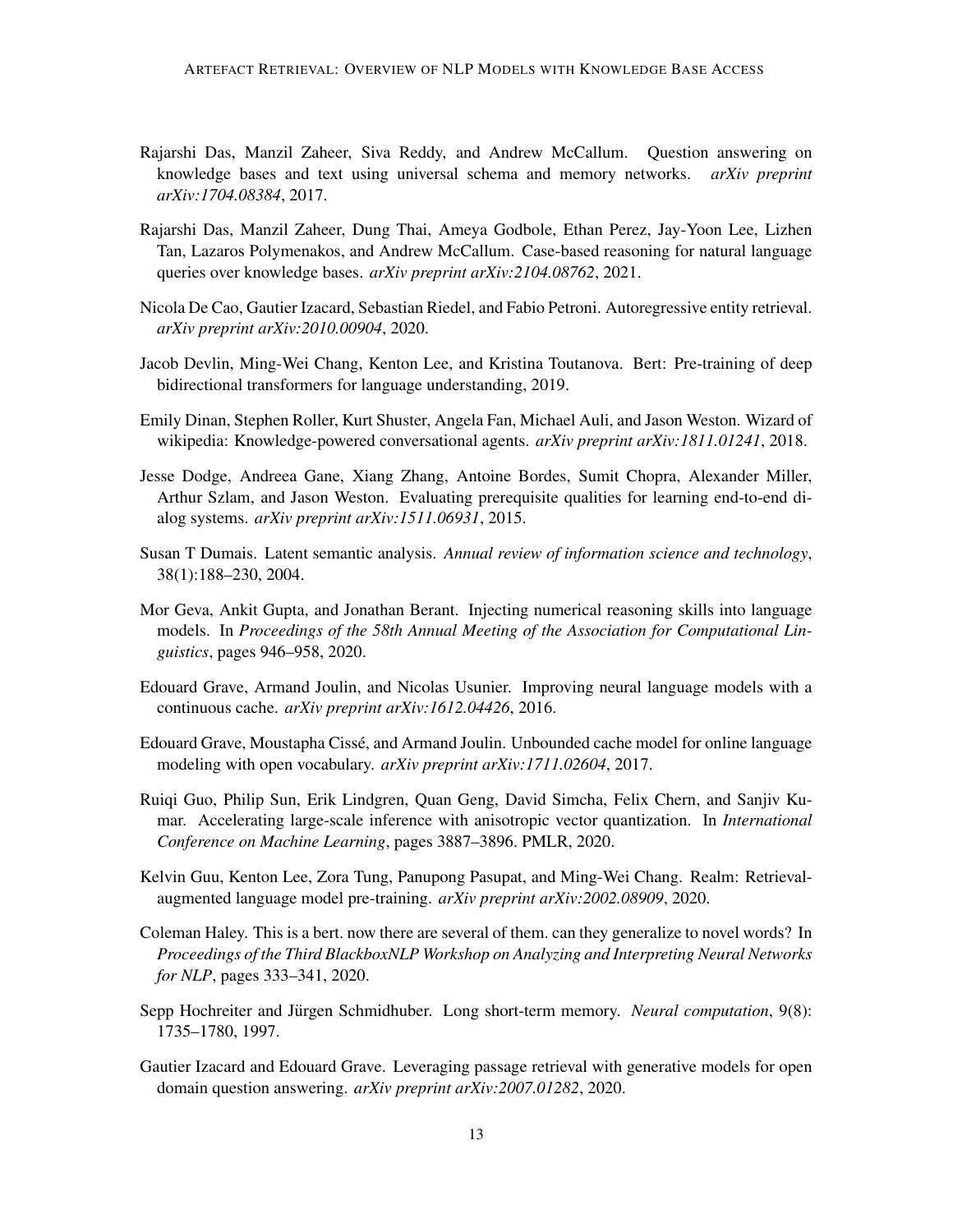Rajarshi Das, Manzil Zaheer, Siva Reddy, and Andrew McCallum. Question answering on knowledge bases and text using universal schema and memory networks. *arXiv preprint arXiv:1704.08384*, 2017.

Rajarshi Das, Manzil Zaheer, Dung Thai, Ameya Godbole, Ethan Perez, Jay-Yoon Lee, Lizhen Tan, Lazaros Polymenakos, and Andrew McCallum. Case-based reasoning for natural language queries over knowledge bases. *arXiv preprint arXiv:2104.08762*, 2021.

Nicola De Cao, Gautier Izacard, Sebastian Riedel, and Fabio Petroni. Autoregressive entity retrieval. *arXiv preprint arXiv:2010.00904*, 2020.

Jacob Devlin, Ming-Wei Chang, Kenton Lee, and Kristina Toutanova. Bert: Pre-training of deep bidirectional transformers for language understanding, 2019.

Emily Dinan, Stephen Roller, Kurt Shuster, Angela Fan, Michael Auli, and Jason Weston. Wizard of wikipedia: Knowledge-powered conversational agents. *arXiv preprint arXiv:1811.01241*, 2018.

Jesse Dodge, Andreea Gane, Xiang Zhang, Antoine Bordes, Sumit Chopra, Alexander Miller, Arthur Szlam, and Jason Weston. Evaluating prerequisite qualities for learning end-to-end dialog systems. *arXiv preprint arXiv:1511.06931*, 2015.

Susan T Dumais. Latent semantic analysis. *Annual review of information science and technology*, 38(1):188–230, 2004.

Mor Geva, Ankit Gupta, and Jonathan Berant. Injecting numerical reasoning skills into language models. In *Proceedings of the 58th Annual Meeting of the Association for Computational Linguistics*, pages 946–958, 2020.

Edouard Grave, Armand Joulin, and Nicolas Usunier. Improving neural language models with a continuous cache. *arXiv preprint arXiv:1612.04426*, 2016.

Edouard Grave, Moustapha Cissé, and Armand Joulin. Unbounded cache model for online language modeling with open vocabulary. *arXiv preprint arXiv:1711.02604*, 2017.

Ruiqi Guo, Philip Sun, Erik Lindgren, Quan Geng, David Simcha, Felix Chern, and Sanjiv Kumar. Accelerating large-scale inference with anisotropic vector quantization. In *International Conference on Machine Learning*, pages 3887–3896. PMLR, 2020.

Kelvin Guu, Kenton Lee, Zora Tung, Panupong Pasupat, and Ming-Wei Chang. Realm: Retrieval-augmented language model pre-training. *arXiv preprint arXiv:2002.08909*, 2020.

Coleman Haley. This is a bert. now there are several of them. can they generalize to novel words? In *Proceedings of the Third BlackboxNLP Workshop on Analyzing and Interpreting Neural Networks for NLP*, pages 333–341, 2020.

Sepp Hochreiter and Jürgen Schmidhuber. Long short-term memory. *Neural computation*, 9(8): 1735–1780, 1997.

Gautier Izacard and Edouard Grave. Leveraging passage retrieval with generative models for open domain question answering. *arXiv preprint arXiv:2007.01282*, 2020.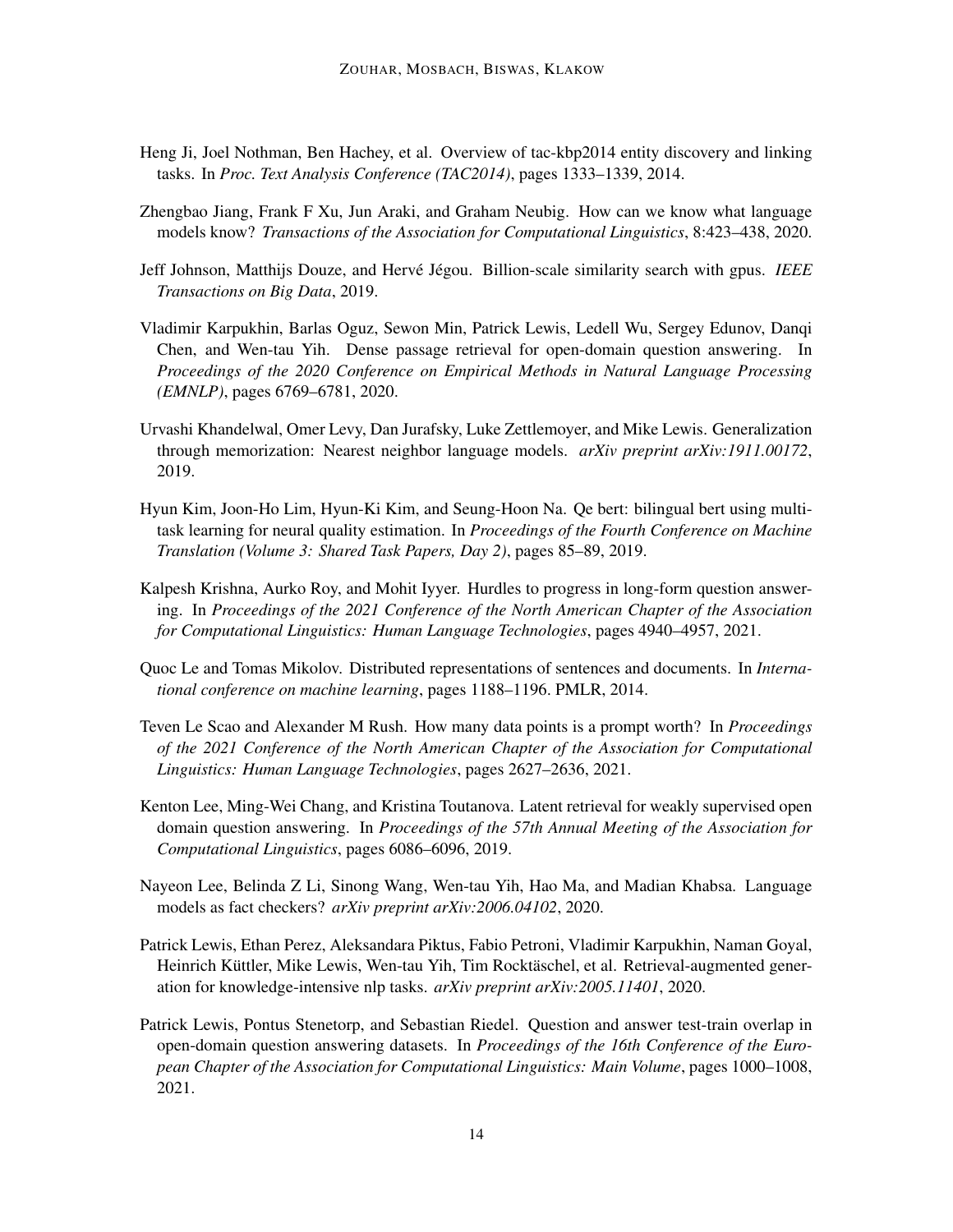Heng Ji, Joel Nothman, Ben Hachey, et al. Overview of tac-kbp2014 entity discovery and linking tasks. In *Proc. Text Analysis Conference (TAC2014)*, pages 1333–1339, 2014.

Zhengbao Jiang, Frank F Xu, Jun Araki, and Graham Neubig. How can we know what language models know? *Transactions of the Association for Computational Linguistics*, 8:423–438, 2020.

Jeff Johnson, Matthijs Douze, and Hervé Jégou. Billion-scale similarity search with gpus. *IEEE Transactions on Big Data*, 2019.

Vladimir Karpukhin, Barlas Oguz, Sewon Min, Patrick Lewis, Ledell Wu, Sergey Edunov, Danqi Chen, and Wen-tau Yih. Dense passage retrieval for open-domain question answering. In *Proceedings of the 2020 Conference on Empirical Methods in Natural Language Processing (EMNLP)*, pages 6769–6781, 2020.

Urvashi Khandelwal, Omer Levy, Dan Jurafsky, Luke Zettlemoyer, and Mike Lewis. Generalization through memorization: Nearest neighbor language models. *arXiv preprint arXiv:1911.00172*, 2019.

Hyun Kim, Joon-Ho Lim, Hyun-Ki Kim, and Seung-Hoon Na. Qe bert: bilingual bert using multi-task learning for neural quality estimation. In *Proceedings of the Fourth Conference on Machine Translation (Volume 3: Shared Task Papers, Day 2)*, pages 85–89, 2019.

Kalpesh Krishna, Aurko Roy, and Mohit Iyyer. Hurdles to progress in long-form question answering. In *Proceedings of the 2021 Conference of the North American Chapter of the Association for Computational Linguistics: Human Language Technologies*, pages 4940–4957, 2021.

Quoc Le and Tomas Mikolov. Distributed representations of sentences and documents. In *International conference on machine learning*, pages 1188–1196. PMLR, 2014.

Teven Le Scao and Alexander M Rush. How many data points is a prompt worth? In *Proceedings of the 2021 Conference of the North American Chapter of the Association for Computational Linguistics: Human Language Technologies*, pages 2627–2636, 2021.

Kenton Lee, Ming-Wei Chang, and Kristina Toutanova. Latent retrieval for weakly supervised open domain question answering. In *Proceedings of the 57th Annual Meeting of the Association for Computational Linguistics*, pages 6086–6096, 2019.

Nayeon Lee, Belinda Z Li, Sinong Wang, Wen-tau Yih, Hao Ma, and Madian Khabsa. Language models as fact checkers? *arXiv preprint arXiv:2006.04102*, 2020.

Patrick Lewis, Ethan Perez, Aleksandara Piktus, Fabio Petroni, Vladimir Karpukhin, Naman Goyal, Heinrich Küttler, Mike Lewis, Wen-tau Yih, Tim Rocktäschel, et al. Retrieval-augmented generation for knowledge-intensive nlp tasks. *arXiv preprint arXiv:2005.11401*, 2020.

Patrick Lewis, Pontus Stenetorp, and Sebastian Riedel. Question and answer test-train overlap in open-domain question answering datasets. In *Proceedings of the 16th Conference of the European Chapter of the Association for Computational Linguistics: Main Volume*, pages 1000–1008, 2021.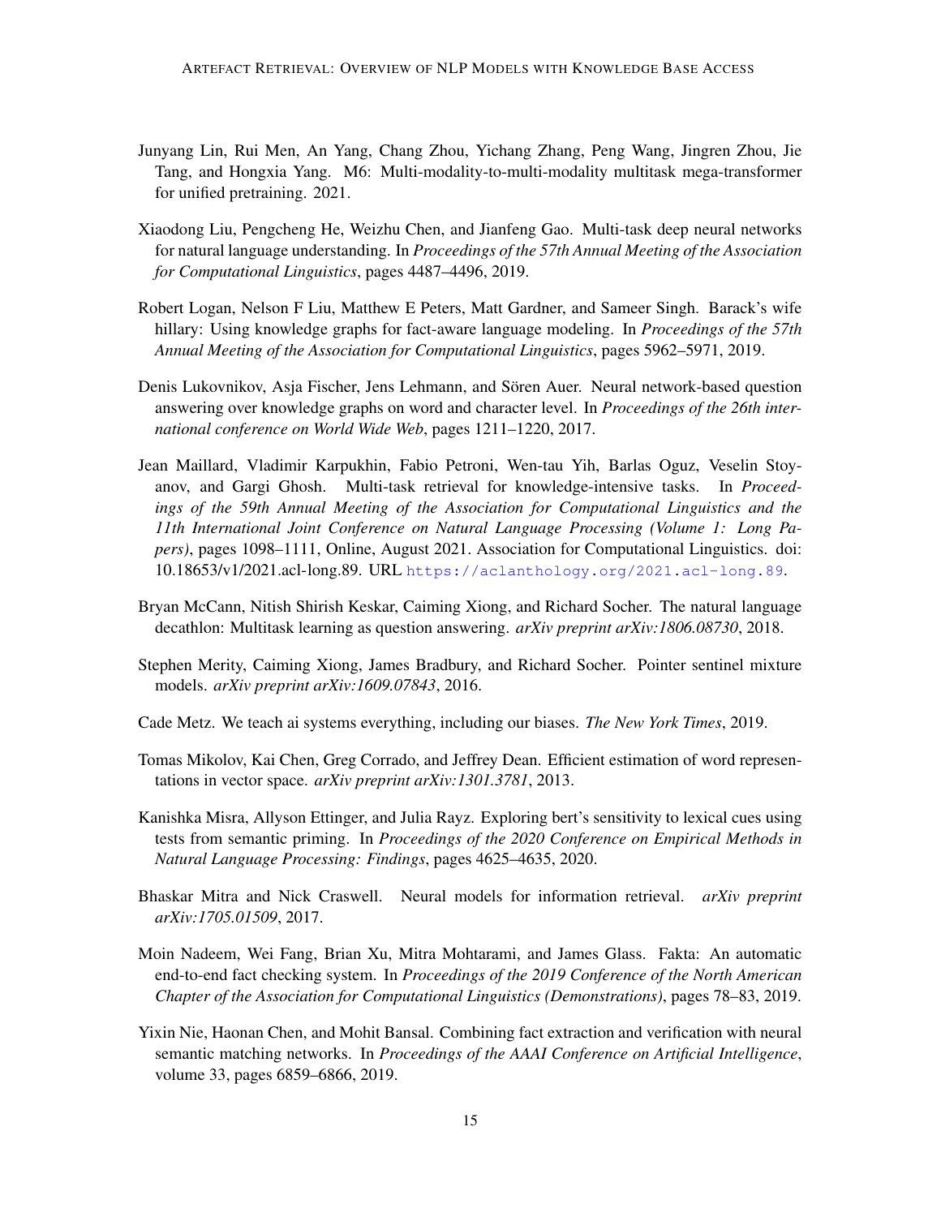Junyang Lin, Rui Men, An Yang, Chang Zhou, Yichang Zhang, Peng Wang, Jingren Zhou, Jie Tang, and Hongxia Yang. M6: Multi-modality-to-multi-modality multitask mega-transformer for unified pretraining. 2021.

Xiaodong Liu, Pengcheng He, Weizhu Chen, and Jianfeng Gao. Multi-task deep neural networks for natural language understanding. In *Proceedings of the 57th Annual Meeting of the Association for Computational Linguistics*, pages 4487–4496, 2019.

Robert Logan, Nelson F Liu, Matthew E Peters, Matt Gardner, and Sameer Singh. Barack's wife hillary: Using knowledge graphs for fact-aware language modeling. In *Proceedings of the 57th Annual Meeting of the Association for Computational Linguistics*, pages 5962–5971, 2019.

Denis Lukovnikov, Asja Fischer, Jens Lehmann, and Sören Auer. Neural network-based question answering over knowledge graphs on word and character level. In *Proceedings of the 26th international conference on World Wide Web*, pages 1211–1220, 2017.

Jean Maillard, Vladimir Karpukhin, Fabio Petroni, Wen-tau Yih, Barlas Oguz, Veselin Stoyanov, and Gargi Ghosh. Multi-task retrieval for knowledge-intensive tasks. In *Proceedings of the 59th Annual Meeting of the Association for Computational Linguistics and the 11th International Joint Conference on Natural Language Processing (Volume 1: Long Papers)*, pages 1098–1111, Online, August 2021. Association for Computational Linguistics. doi: 10.18653/v1/2021.acl-long.89. URL https://aclanthology.org/2021.acl-long.89.

Bryan McCann, Nitish Shirish Keskar, Caiming Xiong, and Richard Socher. The natural language decathlon: Multitask learning as question answering. *arXiv preprint arXiv:1806.08730*, 2018.

Stephen Merity, Caiming Xiong, James Bradbury, and Richard Socher. Pointer sentinel mixture models. *arXiv preprint arXiv:1609.07843*, 2016.

Cade Metz. We teach ai systems everything, including our biases. *The New York Times*, 2019.

Tomas Mikolov, Kai Chen, Greg Corrado, and Jeffrey Dean. Efficient estimation of word representations in vector space. *arXiv preprint arXiv:1301.3781*, 2013.

Kanishka Misra, Allyson Ettinger, and Julia Rayz. Exploring bert's sensitivity to lexical cues using tests from semantic priming. In *Proceedings of the 2020 Conference on Empirical Methods in Natural Language Processing: Findings*, pages 4625–4635, 2020.

Bhaskar Mitra and Nick Craswell. Neural models for information retrieval. *arXiv preprint arXiv:1705.01509*, 2017.

Moin Nadeem, Wei Fang, Brian Xu, Mitra Mohtarami, and James Glass. Fakta: An automatic end-to-end fact checking system. In *Proceedings of the 2019 Conference of the North American Chapter of the Association for Computational Linguistics (Demonstrations)*, pages 78–83, 2019.

Yixin Nie, Haonan Chen, and Mohit Bansal. Combining fact extraction and verification with neural semantic matching networks. In *Proceedings of the AAAI Conference on Artificial Intelligence*, volume 33, pages 6859–6866, 2019.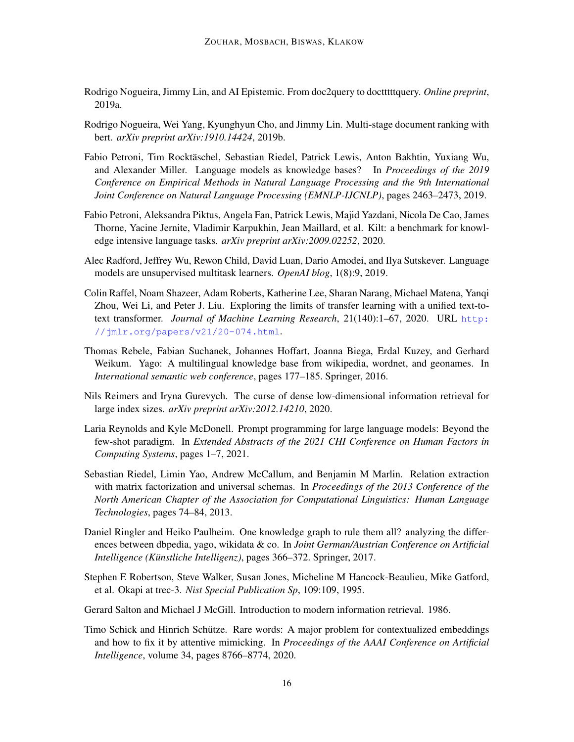Rodrigo Nogueira, Jimmy Lin, and AI Epistemic. From doc2query to docTTTTTquery. *Online preprint*, 2019a.

Rodrigo Nogueira, Wei Yang, Kyunghyun Cho, and Jimmy Lin. Multi-stage document ranking with bert. *arXiv preprint arXiv:1910.14424*, 2019b.

Fabio Petroni, Tim Rocktäschel, Sebastian Riedel, Patrick Lewis, Anton Bakhtin, Yuxiang Wu, and Alexander Miller. Language models as knowledge bases? In *Proceedings of the 2019 Conference on Empirical Methods in Natural Language Processing and the 9th International Joint Conference on Natural Language Processing (EMNLP-IJCNLP)*, pages 2463–2473, 2019.

Fabio Petroni, Aleksandra Piktus, Angela Fan, Patrick Lewis, Majid Yazdani, Nicola De Cao, James Thorne, Yacine Jernite, Vladimir Karpukhin, Jean Maillard, et al. Kilt: a benchmark for knowledge intensive language tasks. *arXiv preprint arXiv:2009.02252*, 2020.

Alec Radford, Jeffrey Wu, Rewon Child, David Luan, Dario Amodei, and Ilya Sutskever. Language models are unsupervised multitask learners. *OpenAI blog*, 1(8):9, 2019.

Colin Raffel, Noam Shazeer, Adam Roberts, Katherine Lee, Sharan Narang, Michael Matena, Yanqi Zhou, Wei Li, and Peter J. Liu. Exploring the limits of transfer learning with a unified text-to-text transformer. *Journal of Machine Learning Research*, 21(140):1–67, 2020. URL http://jmlr.org/papers/v21/20-074.html.

Thomas Rebele, Fabian Suchanek, Johannes Hoffart, Joanna Biega, Erdal Kuzey, and Gerhard Weikum. Yago: A multilingual knowledge base from wikipedia, wordnet, and geonames. In *International semantic web conference*, pages 177–185. Springer, 2016.

Nils Reimers and Iryna Gurevych. The curse of dense low-dimensional information retrieval for large index sizes. *arXiv preprint arXiv:2012.14210*, 2020.

Laria Reynolds and Kyle McDonell. Prompt programming for large language models: Beyond the few-shot paradigm. In *Extended Abstracts of the 2021 CHI Conference on Human Factors in Computing Systems*, pages 1–7, 2021.

Sebastian Riedel, Limin Yao, Andrew McCallum, and Benjamin M Marlin. Relation extraction with matrix factorization and universal schemas. In *Proceedings of the 2013 Conference of the North American Chapter of the Association for Computational Linguistics: Human Language Technologies*, pages 74–84, 2013.

Daniel Ringler and Heiko Paulheim. One knowledge graph to rule them all? analyzing the differences between dbpedia, yago, wikidata & co. In *Joint German/Austrian Conference on Artificial Intelligence (Künstliche Intelligenz)*, pages 366–372. Springer, 2017.

Stephen E Robertson, Steve Walker, Susan Jones, Micheline M Hancock-Beaulieu, Mike Gatford, et al. Okapi at trec-3. *Nist Special Publication Sp*, 109:109, 1995.

Gerard Salton and Michael J McGill. Introduction to modern information retrieval. 1986.

Timo Schick and Hinrich Schütze. Rare words: A major problem for contextualized embeddings and how to fix it by attentive mimicking. In *Proceedings of the AAAI Conference on Artificial Intelligence*, volume 34, pages 8766–8774, 2020.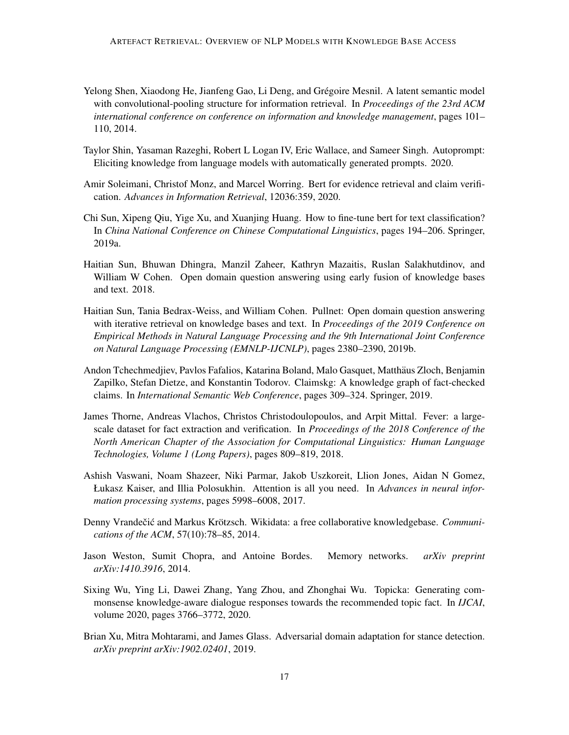Yelong Shen, Xiaodong He, Jianfeng Gao, Li Deng, and Grégoire Mesnil. A latent semantic model with convolutional-pooling structure for information retrieval. In *Proceedings of the 23rd ACM international conference on conference on information and knowledge management*, pages 101–110, 2014.

Taylor Shin, Yasaman Razeghi, Robert L Logan IV, Eric Wallace, and Sameer Singh. Autoprompt: Eliciting knowledge from language models with automatically generated prompts. 2020.

Amir Soleimani, Christof Monz, and Marcel Worring. Bert for evidence retrieval and claim verification. *Advances in Information Retrieval*, 12036:359, 2020.

Chi Sun, Xipeng Qiu, Yige Xu, and Xuanjing Huang. How to fine-tune bert for text classification? In *China National Conference on Chinese Computational Linguistics*, pages 194–206. Springer, 2019a.

Haitian Sun, Bhuwan Dhingra, Manzil Zaheer, Kathryn Mazaitis, Ruslan Salakhutdinov, and William W Cohen. Open domain question answering using early fusion of knowledge bases and text. 2018.

Haitian Sun, Tania Bedrax-Weiss, and William Cohen. Pullnet: Open domain question answering with iterative retrieval on knowledge bases and text. In *Proceedings of the 2019 Conference on Empirical Methods in Natural Language Processing and the 9th International Joint Conference on Natural Language Processing (EMNLP-IJCNLP)*, pages 2380–2390, 2019b.

Andon Tchechmedjiev, Pavlos Fafalios, Katarina Boland, Malo Gasquet, Matthäus Zloch, Benjamin Zapilko, Stefan Dietze, and Konstantin Todorov. Claimskg: A knowledge graph of fact-checked claims. In *International Semantic Web Conference*, pages 309–324. Springer, 2019.

James Thorne, Andreas Vlachos, Christos Christodoulopoulos, and Arpit Mittal. Fever: a large-scale dataset for fact extraction and verification. In *Proceedings of the 2018 Conference of the North American Chapter of the Association for Computational Linguistics: Human Language Technologies, Volume 1 (Long Papers)*, pages 809–819, 2018.

Ashish Vaswani, Noam Shazeer, Niki Parmar, Jakob Uszkoreit, Llion Jones, Aidan N Gomez, Łukasz Kaiser, and Illia Polosukhin. Attention is all you need. In *Advances in neural information processing systems*, pages 5998–6008, 2017.

Denny Vrandečić and Markus Krötzsch. Wikidata: a free collaborative knowledgebase. *Communications of the ACM*, 57(10):78–85, 2014.

Jason Weston, Sumit Chopra, and Antoine Bordes. Memory networks. *arXiv preprint arXiv:1410.3916*, 2014.

Sixing Wu, Ying Li, Dawei Zhang, Yang Zhou, and Zhonghai Wu. Topicka: Generating commonsense knowledge-aware dialogue responses towards the recommended topic fact. In *IJCAI*, volume 2020, pages 3766–3772, 2020.

Brian Xu, Mitra Mohtarami, and James Glass. Adversarial domain adaptation for stance detection. *arXiv preprint arXiv:1902.02401*, 2019.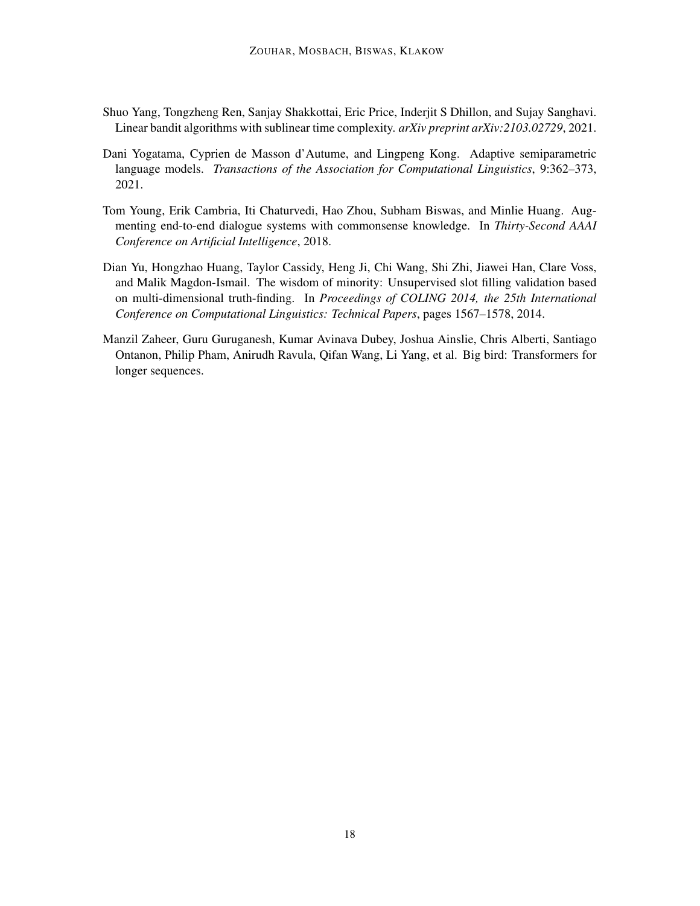Shuo Yang, Tongzheng Ren, Sanjay Shakkottai, Eric Price, Inderjit S Dhillon, and Sujay Sanghavi. Linear bandit algorithms with sublinear time complexity. *arXiv preprint arXiv:2103.02729*, 2021.

Dani Yogatama, Cyprien de Masson d'Autume, and Lingpeng Kong. Adaptive semiparametric language models. *Transactions of the Association for Computational Linguistics*, 9:362–373, 2021.

Tom Young, Erik Cambria, Iti Chaturvedi, Hao Zhou, Subham Biswas, and Minlie Huang. Augmenting end-to-end dialogue systems with commonsense knowledge. In *Thirty-Second AAAI Conference on Artificial Intelligence*, 2018.

Dian Yu, Hongzhao Huang, Taylor Cassidy, Heng Ji, Chi Wang, Shi Zhi, Jiawei Han, Clare Voss, and Malik Magdon-Ismail. The wisdom of minority: Unsupervised slot filling validation based on multi-dimensional truth-finding. In *Proceedings of COLING 2014, the 25th International Conference on Computational Linguistics: Technical Papers*, pages 1567–1578, 2014.

Manzil Zaheer, Guru Guruganesh, Kumar Avinava Dubey, Joshua Ainslie, Chris Alberti, Santiago Ontanon, Philip Pham, Anirudh Ravula, Qifan Wang, Li Yang, et al. Big bird: Transformers for longer sequences.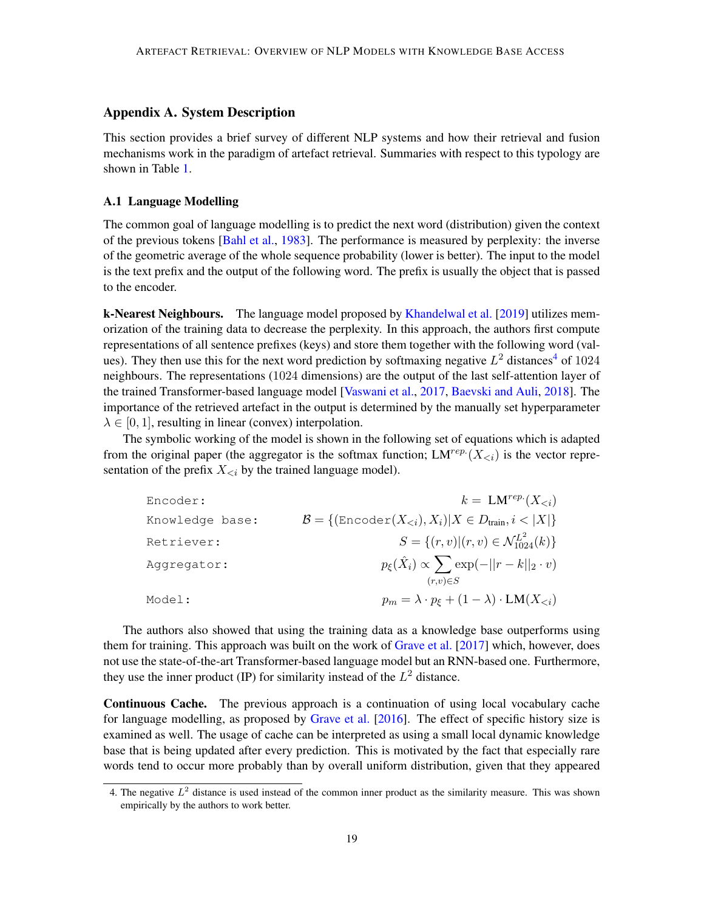## Appendix A. System Description

This section provides a brief survey of different NLP systems and how their retrieval and fusion mechanisms work in the paradigm of artefact retrieval. Summaries with respect to this typology are shown in Table 1.

### A.1 Language Modelling

The common goal of language modelling is to predict the next word (distribution) given the context of the previous tokens [Bahl et al., 1983]. The performance is measured by perplexity: the inverse of the geometric average of the whole sequence probability (lower is better). The input to the model is the text prefix and the output of the following word. The prefix is usually the object that is passed to the encoder.

**k-Nearest Neighbours.** The language model proposed by Khandelwal et al. [2019] utilizes memorization of the training data to decrease the perplexity. In this approach, the authors first compute representations of all sentence prefixes (keys) and store them together with the following word (values). They then use this for the next word prediction by softmaxing negative $L^2$ distances[4] of 1024 neighbours. The representations (1024 dimensions) are the output of the last self-attention layer of the trained Transformer-based language model [Vaswani et al., 2017, Baevski and Auli, 2018]. The importance of the retrieved artefact in the output is determined by the manually set hyperparameter $\lambda \in [0, 1]$, resulting in linear (convex) interpolation.

The symbolic working of the model is shown in the following set of equations which is adapted from the original paper (the aggregator is the softmax function; $\text{LM}^{rep.}(X_{<i})$ is the vector representation of the prefix $X_{<i}$ by the trained language model).

$$
\begin{aligned}
&\texttt{Encoder:} && k = \text{LM}^{rep.}(X_{<i}) \\
&\texttt{Knowledge base:} && \mathcal{B} = \{(\texttt{Encoder}(X_{<i}), X_i) | X \in D_{\text{train}}, i < |X|\} \\
&\texttt{Retriever:} && S = \{(r, v) | (r, v) \in \mathcal{N}^{L^2}_{1024}(k)\} \\
&\texttt{Aggregator:} && p_\xi(\hat{X}_i) \propto \sum_{(r,v) \in S} \exp(-||r - k||_2 \cdot v) \\
&\texttt{Model:} && p_m = \lambda \cdot p_\xi + (1 - \lambda) \cdot \text{LM}(X_{<i})
\end{aligned}
$$

The authors also showed that using the training data as a knowledge base outperforms using them for training. This approach was built on the work of Grave et al. [2017] which, however, does not use the state-of-the-art Transformer-based language model but an RNN-based one. Furthermore, they use the inner product (IP) for similarity instead of the $L^2$ distance.

**Continuous Cache.** The previous approach is a continuation of using local vocabulary cache for language modelling, as proposed by Grave et al. [2016]. The effect of specific history size is examined as well. The usage of cache can be interpreted as using a small local dynamic knowledge base that is being updated after every prediction. This is motivated by the fact that especially rare words tend to occur more probably than by overall uniform distribution, given that they appeared

4. The negative $L^2$ distance is used instead of the common inner product as the similarity measure. This was shown empirically by the authors to work better.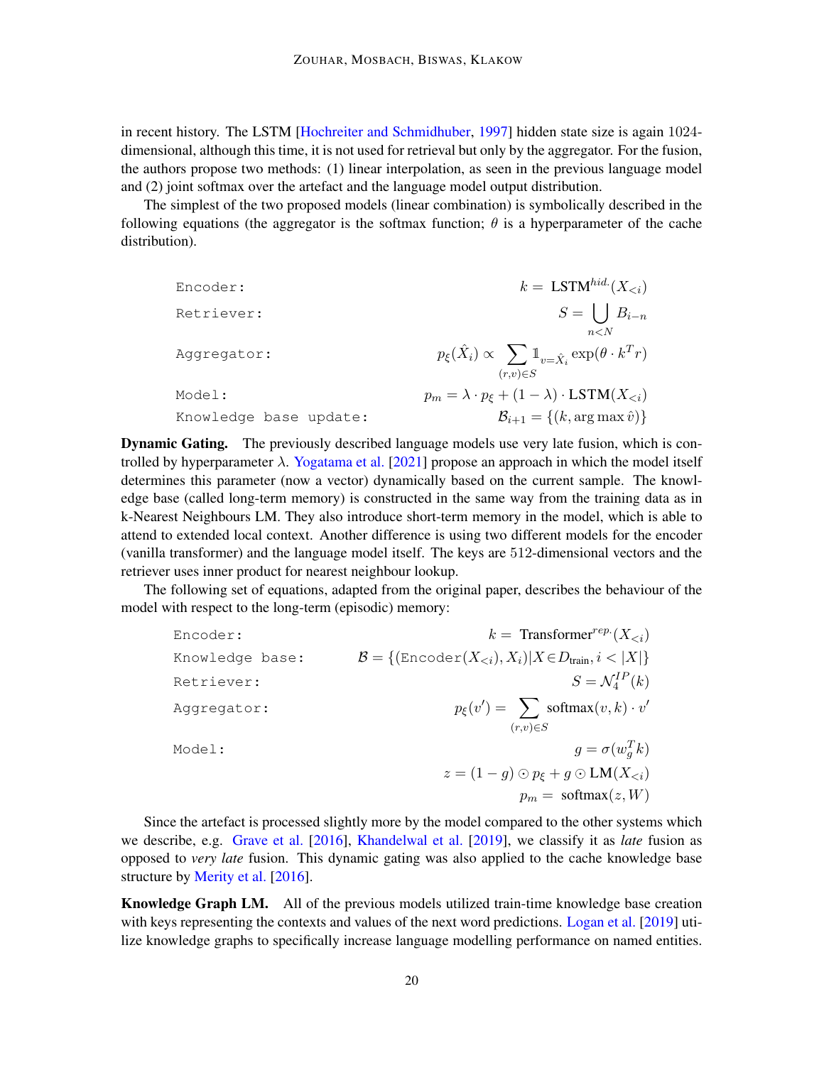in recent history. The LSTM [Hochreiter and Schmidhuber, 1997] hidden state size is again 1024-dimensional, although this time, it is not used for retrieval but only by the aggregator. For the fusion, the authors propose two methods: (1) linear interpolation, as seen in the previous language model and (2) joint softmax over the artefact and the language model output distribution.

The simplest of the two proposed models (linear combination) is symbolically described in the following equations (the aggregator is the softmax function; $\theta$ is a hyperparameter of the cache distribution).

$$
\begin{aligned}
&\texttt{Encoder:} && k = \text{LSTM}^{hid.}(X_{<i}) \\
&\texttt{Retriever:} && S = \bigcup_{n<N} B_{i-n} \\
&\texttt{Aggregator:} && p_\xi(\hat{X}_i) \propto \sum_{(r,v)\in S} \mathbb{1}_{v=\hat{X}_i} \exp(\theta \cdot k^T r) \\
&\texttt{Model:} && p_m = \lambda \cdot p_\xi + (1-\lambda) \cdot \text{LSTM}(X_{<i}) \\
&\texttt{Knowledge base update:} && \mathcal{B}_{i+1} = \{(k, \arg\max \hat{v})\}
\end{aligned}
$$

**Dynamic Gating.** The previously described language models use very late fusion, which is controlled by hyperparameter $\lambda$. Yogatama et al. [2021] propose an approach in which the model itself determines this parameter (now a vector) dynamically based on the current sample. The knowledge base (called long-term memory) is constructed in the same way from the training data as in k-Nearest Neighbours LM. They also introduce short-term memory in the model, which is able to attend to extended local context. Another difference is using two different models for the encoder (vanilla transformer) and the language model itself. The keys are 512-dimensional vectors and the retriever uses inner product for nearest neighbour lookup.

The following set of equations, adapted from the original paper, describes the behaviour of the model with respect to the long-term (episodic) memory:

$$
\begin{aligned}
&\texttt{Encoder:} && k = \text{Transformer}^{rep.}(X_{<i}) \\
&\texttt{Knowledge base:} && \mathcal{B} = \{(\texttt{Encoder}(X_{<i}), X_i) | X \in D_{\text{train}}, i < |X|\} \\
&\texttt{Retriever:} && S = \mathcal{N}_4^{IP}(k) \\
&\texttt{Aggregator:} && p_\xi(v') = \sum_{(r,v)\in S} \text{softmax}(v, k) \cdot v' \\
&\texttt{Model:} && g = \sigma(w_g^T k) \\
& && z = (1-g) \odot p_\xi + g \odot \text{LM}(X_{<i}) \\
& && p_m = \text{softmax}(z, W)
\end{aligned}
$$

Since the artefact is processed slightly more by the model compared to the other systems which we describe, e.g. Grave et al. [2016], Khandelwal et al. [2019], we classify it as *late* fusion as opposed to *very late* fusion. This dynamic gating was also applied to the cache knowledge base structure by Merity et al. [2016].

**Knowledge Graph LM.** All of the previous models utilized train-time knowledge base creation with keys representing the contexts and values of the next word predictions. Logan et al. [2019] utilize knowledge graphs to specifically increase language modelling performance on named entities.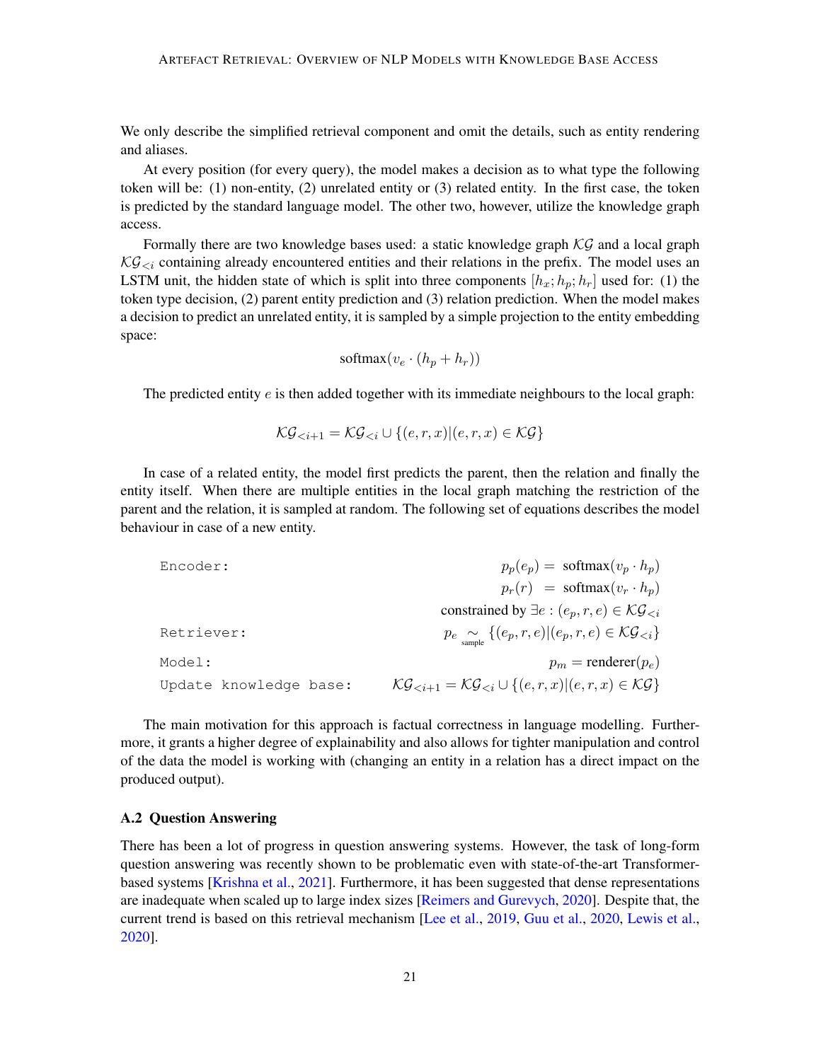We only describe the simplified retrieval component and omit the details, such as entity rendering and aliases.

At every position (for every query), the model makes a decision as to what type the following token will be: (1) non-entity, (2) unrelated entity or (3) related entity. In the first case, the token is predicted by the standard language model. The other two, however, utilize the knowledge graph access.

Formally there are two knowledge bases used: a static knowledge graph $\mathcal{KG}$ and a local graph $\mathcal{KG}_{<i}$ containing already encountered entities and their relations in the prefix. The model uses an LSTM unit, the hidden state of which is split into three components $[h_x; h_p; h_r]$ used for: (1) the token type decision, (2) parent entity prediction and (3) relation prediction. When the model makes a decision to predict an unrelated entity, it is sampled by a simple projection to the entity embedding space:

$$\text{softmax}(v_e \cdot (h_p + h_r))$$

The predicted entity $e$ is then added together with its immediate neighbours to the local graph:

$$\mathcal{KG}_{<i+1} = \mathcal{KG}_{<i} \cup \{(e, r, x) | (e, r, x) \in \mathcal{KG}\}$$

In case of a related entity, the model first predicts the parent, then the relation and finally the entity itself. When there are multiple entities in the local graph matching the restriction of the parent and the relation, it is sampled at random. The following set of equations describes the model behaviour in case of a new entity.

```
Encoder:
Retriever:
Model:
Update knowledge base:
```

$$
\begin{aligned}
&\texttt{Encoder:} & p_p(e_p) &= \text{softmax}(v_p \cdot h_p) \\
& & p_r(r) &= \text{softmax}(v_r \cdot h_p) \\
& & &\text{constrained by } \exists e : (e_p, r, e) \in \mathcal{KG}_{<i} \\
&\texttt{Retriever:} & p_e &\underset{\text{sample}}{\sim} \{(e_p, r, e) | (e_p, r, e) \in \mathcal{KG}_{<i}\} \\
&\texttt{Model:} & p_m &= \text{renderer}(p_e) \\
&\texttt{Update knowledge base:} & \mathcal{KG}_{<i+1} &= \mathcal{KG}_{<i} \cup \{(e, r, x) | (e, r, x) \in \mathcal{KG}\}
\end{aligned}
$$

The main motivation for this approach is factual correctness in language modelling. Furthermore, it grants a higher degree of explainability and also allows for tighter manipulation and control of the data the model is working with (changing an entity in a relation has a direct impact on the produced output).

### A.2 Question Answering

There has been a lot of progress in question answering systems. However, the task of long-form question answering was recently shown to be problematic even with state-of-the-art Transformer-based systems [Krishna et al., 2021]. Furthermore, it has been suggested that dense representations are inadequate when scaled up to large index sizes [Reimers and Gurevych, 2020]. Despite that, the current trend is based on this retrieval mechanism [Lee et al., 2019, Guu et al., 2020, Lewis et al., 2020].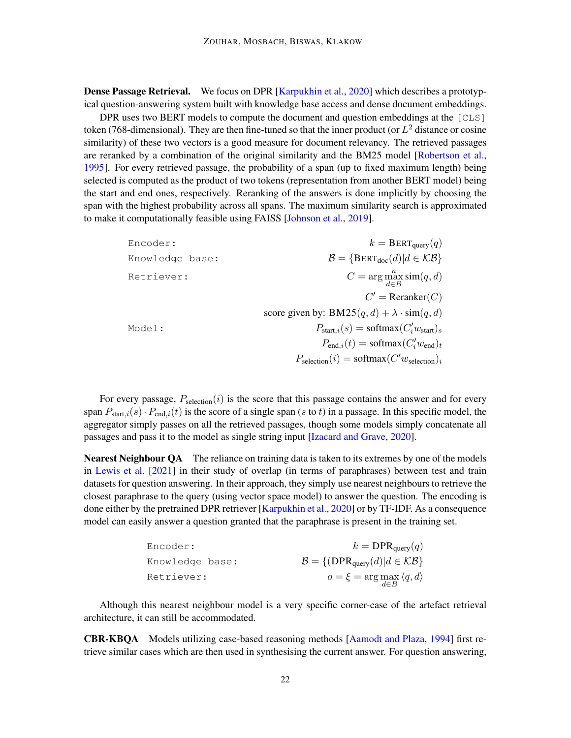**Dense Passage Retrieval.** We focus on DPR [Karpukhin et al., 2020] which describes a prototypical question-answering system built with knowledge base access and dense document embeddings.

DPR uses two BERT models to compute the document and question embeddings at the `[CLS]` token (768-dimensional). They are then fine-tuned so that the inner product (or $L^2$ distance or cosine similarity) of these two vectors is a good measure for document relevancy. The retrieved passages are reranked by a combination of the original similarity and the BM25 model [Robertson et al., 1995]. For every retrieved passage, the probability of a span (up to fixed maximum length) being selected is computed as the product of two tokens (representation from another BERT model) being the start and end ones, respectively. Reranking of the answers is done implicitly by choosing the span with the highest probability across all spans. The maximum similarity search is approximated to make it computationally feasible using FAISS [Johnson et al., 2019].

```
Encoder:
Knowledge base:
Retriever:


Model:
```

$$
\begin{aligned}
k &= \text{BERT}_{\text{query}}(q) \\
\mathcal{B} &= \{\text{BERT}_{\text{doc}}(d) | d \in \mathcal{KB}\} \\
C &= \arg \max_{d \in B}^{n} \text{sim}(q, d) \\
C' &= \text{Reranker}(C) \\
\text{score given by: } &\text{BM25}(q, d) + \lambda \cdot \text{sim}(q, d) \\
P_{\text{start},i}(s) &= \text{softmax}(C'_i w_{\text{start}})_s \\
P_{\text{end},i}(t) &= \text{softmax}(C'_i w_{\text{end}})_t \\
P_{\text{selection}}(i) &= \text{softmax}(C' w_{\text{selection}})_i
\end{aligned}
$$

For every passage, $P_{\text{selection}}(i)$ is the score that this passage contains the answer and for every span $P_{\text{start},i}(s) \cdot P_{\text{end},i}(t)$ is the score of a single span ($s$ to $t$) in a passage. In this specific model, the aggregator simply passes on all the retrieved passages, though some models simply concatenate all passages and pass it to the model as single string input [Izacard and Grave, 2020].

**Nearest Neighbour QA** The reliance on training data is taken to its extremes by one of the models in Lewis et al. [2021] in their study of overlap (in terms of paraphrases) between test and train datasets for question answering. In their approach, they simply use nearest neighbours to retrieve the closest paraphrase to the query (using vector space model) to answer the question. The encoding is done either by the pretrained DPR retriever [Karpukhin et al., 2020] or by TF-IDF. As a consequence model can easily answer a question granted that the paraphrase is present in the training set.

```
Encoder:
Knowledge base:
Retriever:
```

$$
\begin{aligned}
k &= \text{DPR}_{\text{query}}(q) \\
\mathcal{B} &= \{(\text{DPR}_{\text{query}}(d) | d \in \mathcal{KB}\} \\
o = \xi &= \arg \max_{d \in B} \langle q, d \rangle
\end{aligned}
$$

Although this nearest neighbour model is a very specific corner-case of the artefact retrieval architecture, it can still be accommodated.

**CBR-KBQA** Models utilizing case-based reasoning methods [Aamodt and Plaza, 1994] first retrieve similar cases which are then used in synthesising the current answer. For question answering,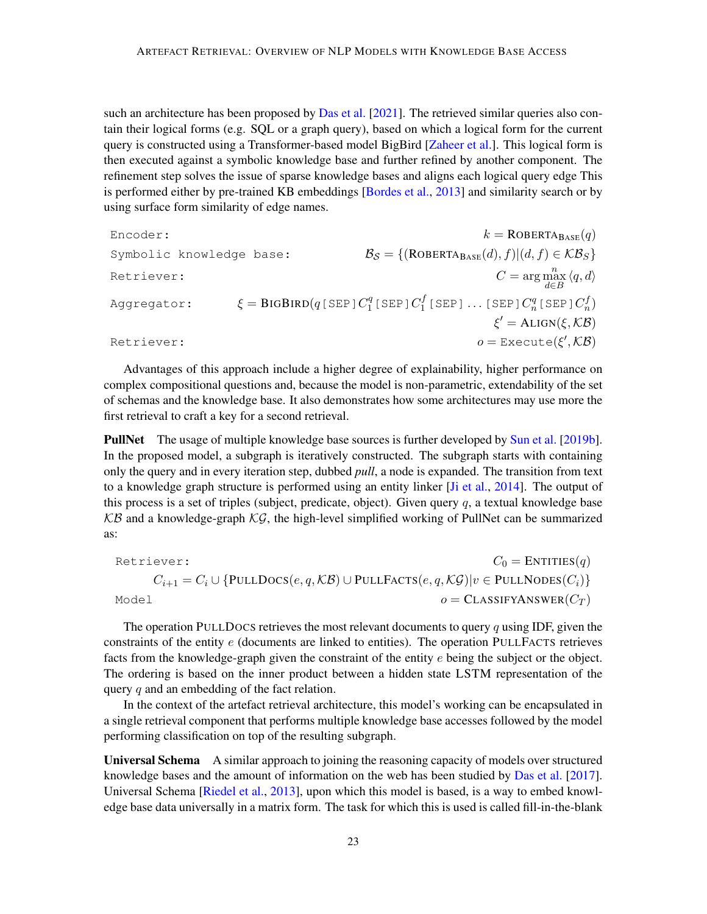such an architecture has been proposed by Das et al. [2021]. The retrieved similar queries also contain their logical forms (e.g. SQL or a graph query), based on which a logical form for the current query is constructed using a Transformer-based model BigBird [Zaheer et al.]. This logical form is then executed against a symbolic knowledge base and further refined by another component. The refinement step solves the issue of sparse knowledge bases and aligns each logical query edge This is performed either by pre-trained KB embeddings [Bordes et al., 2013] and similarity search or by using surface form similarity of edge names.

$$
\begin{aligned}
&\texttt{Encoder:} && k = \text{RoBERTa}_{\text{BASE}}(q) \\
&\texttt{Symbolic knowledge base:} && \mathcal{B_S} = \{(\text{RoBERTa}_{\text{BASE}}(d), f) | (d, f) \in \mathcal{KB}_S\} \\
&\texttt{Retriever:} && C = \arg\max_{d \in B}^{n} \langle q, d \rangle \\
&\texttt{Aggregator:} && \xi = \text{BigBird}(q\,\texttt{[SEP]}\,C_1^q\,\texttt{[SEP]}\,C_1^f\,\texttt{[SEP]} \ldots \texttt{[SEP]}\,C_n^q\,\texttt{[SEP]}\,C_n^f) \\
& && \xi' = \text{Align}(\xi, \mathcal{KB}) \\
&\texttt{Retriever:} && o = \texttt{Execute}(\xi', \mathcal{KB})
\end{aligned}
$$

Advantages of this approach include a higher degree of explainability, higher performance on complex compositional questions and, because the model is non-parametric, extendability of the set of schemas and the knowledge base. It also demonstrates how some architectures may use more the first retrieval to craft a key for a second retrieval.

**PullNet** The usage of multiple knowledge base sources is further developed by Sun et al. [2019b]. In the proposed model, a subgraph is iteratively constructed. The subgraph starts with containing only the query and in every iteration step, dubbed *pull*, a node is expanded. The transition from text to a knowledge graph structure is performed using an entity linker [Ji et al., 2014]. The output of this process is a set of triples (subject, predicate, object). Given query $q$, a textual knowledge base $\mathcal{KB}$ and a knowledge-graph $\mathcal{KG}$, the high-level simplified working of PullNet can be summarized as:

$$
\begin{aligned}
&\texttt{Retriever:} && C_0 = \text{Entities}(q) \\
& C_{i+1} = C_i \cup \{\text{PullDocs}(e, q, \mathcal{KB}) \cup \text{PullFacts}(e, q, \mathcal{KG}) | v \in \text{PullNodes}(C_i)\} \\
&\texttt{Model} && o = \text{ClassifyAnswer}(C_T)
\end{aligned}
$$

The operation PullDocs retrieves the most relevant documents to query $q$ using IDF, given the constraints of the entity $e$ (documents are linked to entities). The operation PullFacts retrieves facts from the knowledge-graph given the constraint of the entity $e$ being the subject or the object. The ordering is based on the inner product between a hidden state LSTM representation of the query $q$ and an embedding of the fact relation.

In the context of the artefact retrieval architecture, this model's working can be encapsulated in a single retrieval component that performs multiple knowledge base accesses followed by the model performing classification on top of the resulting subgraph.

**Universal Schema** A similar approach to joining the reasoning capacity of models over structured knowledge bases and the amount of information on the web has been studied by Das et al. [2017]. Universal Schema [Riedel et al., 2013], upon which this model is based, is a way to embed knowledge base data universally in a matrix form. The task for which this is used is called fill-in-the-blank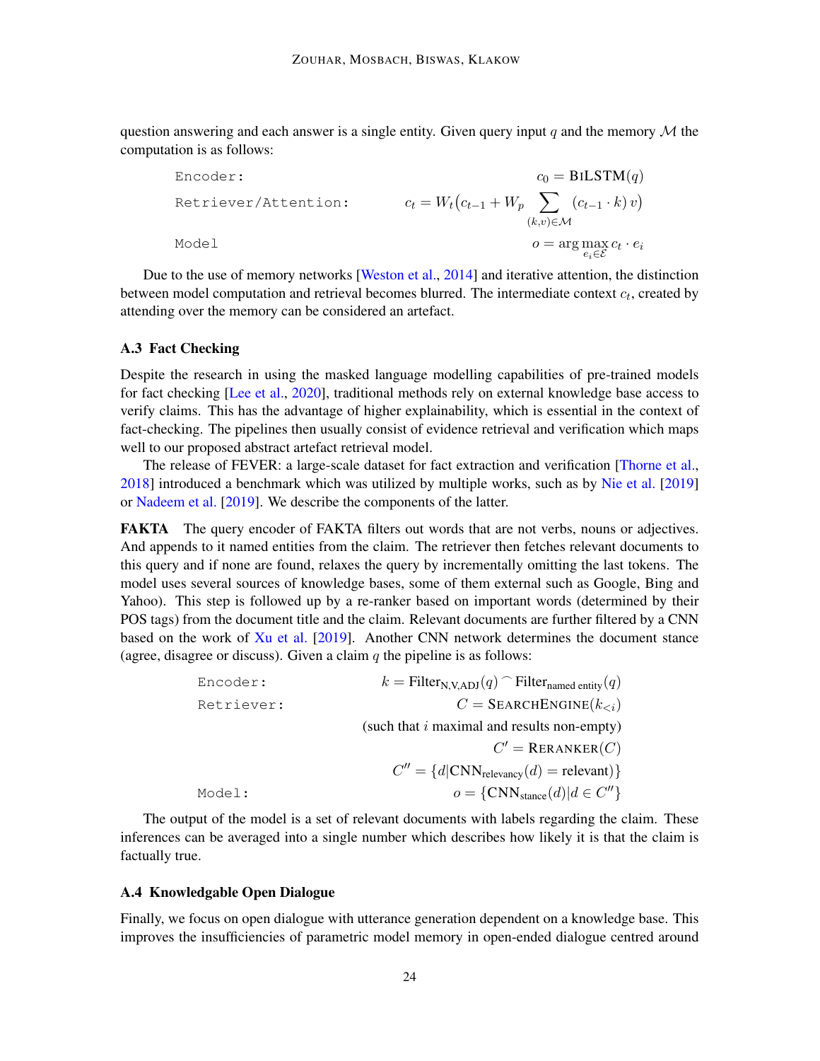question answering and each answer is a single entity. Given query input $q$ and the memory $\mathcal{M}$ the computation is as follows:

$$\texttt{Encoder:} \qquad c_0 = \text{BiLSTM}(q)$$

$$\texttt{Retriever/Attention:} \qquad c_t = W_t\Big(c_{t-1} + W_p \sum_{(k,v)\in\mathcal{M}} (c_{t-1}\cdot k)\, v\Big)$$

$$\texttt{Model} \qquad o = \arg\max_{e_i \in \mathcal{E}} c_t \cdot e_i$$

Due to the use of memory networks [Weston et al., 2014] and iterative attention, the distinction between model computation and retrieval becomes blurred. The intermediate context $c_t$, created by attending over the memory can be considered an artefact.

### A.3 Fact Checking

Despite the research in using the masked language modelling capabilities of pre-trained models for fact checking [Lee et al., 2020], traditional methods rely on external knowledge base access to verify claims. This has the advantage of higher explainability, which is essential in the context of fact-checking. The pipelines then usually consist of evidence retrieval and verification which maps well to our proposed abstract artefact retrieval model.

The release of FEVER: a large-scale dataset for fact extraction and verification [Thorne et al., 2018] introduced a benchmark which was utilized by multiple works, such as by Nie et al. [2019] or Nadeem et al. [2019]. We describe the components of the latter.

**FAKTA** The query encoder of FAKTA filters out words that are not verbs, nouns or adjectives. And appends to it named entities from the claim. The retriever then fetches relevant documents to this query and if none are found, relaxes the query by incrementally omitting the last tokens. The model uses several sources of knowledge bases, some of them external such as Google, Bing and Yahoo). This step is followed up by a re-ranker based on important words (determined by their POS tags) from the document title and the claim. Relevant documents are further filtered by a CNN based on the work of Xu et al. [2019]. Another CNN network determines the document stance (agree, disagree or discuss). Given a claim $q$ the pipeline is as follows:

$$\texttt{Encoder:} \qquad k = \text{Filter}_{\text{N,V,ADJ}}(q) \frown \text{Filter}_{\text{named entity}}(q)$$

$$\texttt{Retriever:} \qquad C = \text{SearchEngine}(k_{<i})$$

$$\text{(such that } i \text{ maximal and results non-empty)}$$

$$C' = \text{Reranker}(C)$$

$$C'' = \{d \mid \text{CNN}_{\text{relevancy}}(d) = \text{relevant}\}$$

$$\texttt{Model:} \qquad o = \{\text{CNN}_{\text{stance}}(d) \mid d \in C''\}$$

The output of the model is a set of relevant documents with labels regarding the claim. These inferences can be averaged into a single number which describes how likely it is that the claim is factually true.

### A.4 Knowledgable Open Dialogue

Finally, we focus on open dialogue with utterance generation dependent on a knowledge base. This improves the insufficiencies of parametric model memory in open-ended dialogue centred around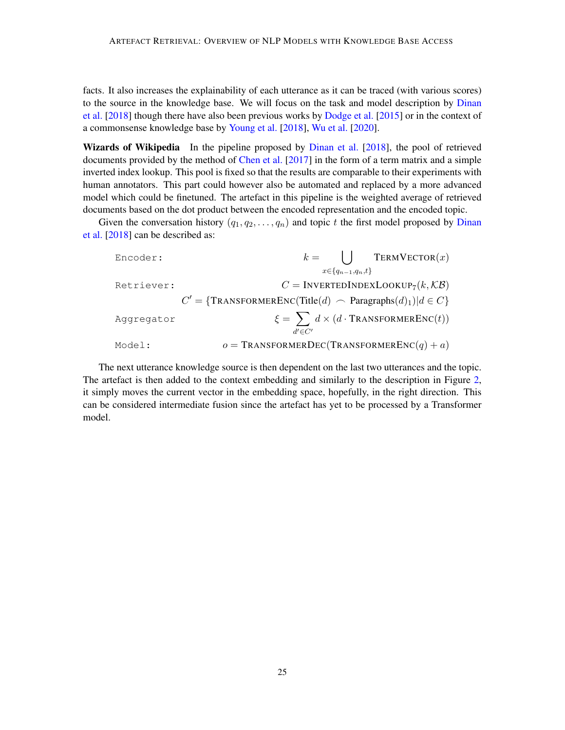facts. It also increases the explainability of each utterance as it can be traced (with various scores) to the source in the knowledge base. We will focus on the task and model description by Dinan et al. [2018] though there have also been previous works by Dodge et al. [2015] or in the context of a commonsense knowledge base by Young et al. [2018], Wu et al. [2020].

**Wizards of Wikipedia** In the pipeline proposed by Dinan et al. [2018], the pool of retrieved documents provided by the method of Chen et al. [2017] in the form of a term matrix and a simple inverted index lookup. This pool is fixed so that the results are comparable to their experiments with human annotators. This part could however also be automated and replaced by a more advanced model which could be finetuned. The artefact in this pipeline is the weighted average of retrieved documents based on the dot product between the encoded representation and the encoded topic.

Given the conversation history $(q_1, q_2, \ldots, q_n)$ and topic $t$ the first model proposed by Dinan et al. [2018] can be described as:

$$
\begin{aligned}
&\texttt{Encoder:} && k = \bigcup_{x \in \{q_{n-1}, q_n, t\}} \textsc{TermVector}(x) \\
&\texttt{Retriever:} && C = \textsc{InvertedIndexLookup}_7(k, \mathcal{KB}) \\
& && C' = \{\textsc{TransformerEnc}(\text{Title}(d) \frown \text{Paragraphs}(d)_1) | d \in C\} \\
&\texttt{Aggregator} && \xi = \sum_{d' \in C'} d \times (d \cdot \textsc{TransformerEnc}(t)) \\
&\texttt{Model:} && o = \textsc{TransformerDec}(\textsc{TransformerEnc}(q) + a)
\end{aligned}
$$

The next utterance knowledge source is then dependent on the last two utterances and the topic. The artefact is then added to the context embedding and similarly to the description in Figure 2, it simply moves the current vector in the embedding space, hopefully, in the right direction. This can be considered intermediate fusion since the artefact has yet to be processed by a Transformer model.